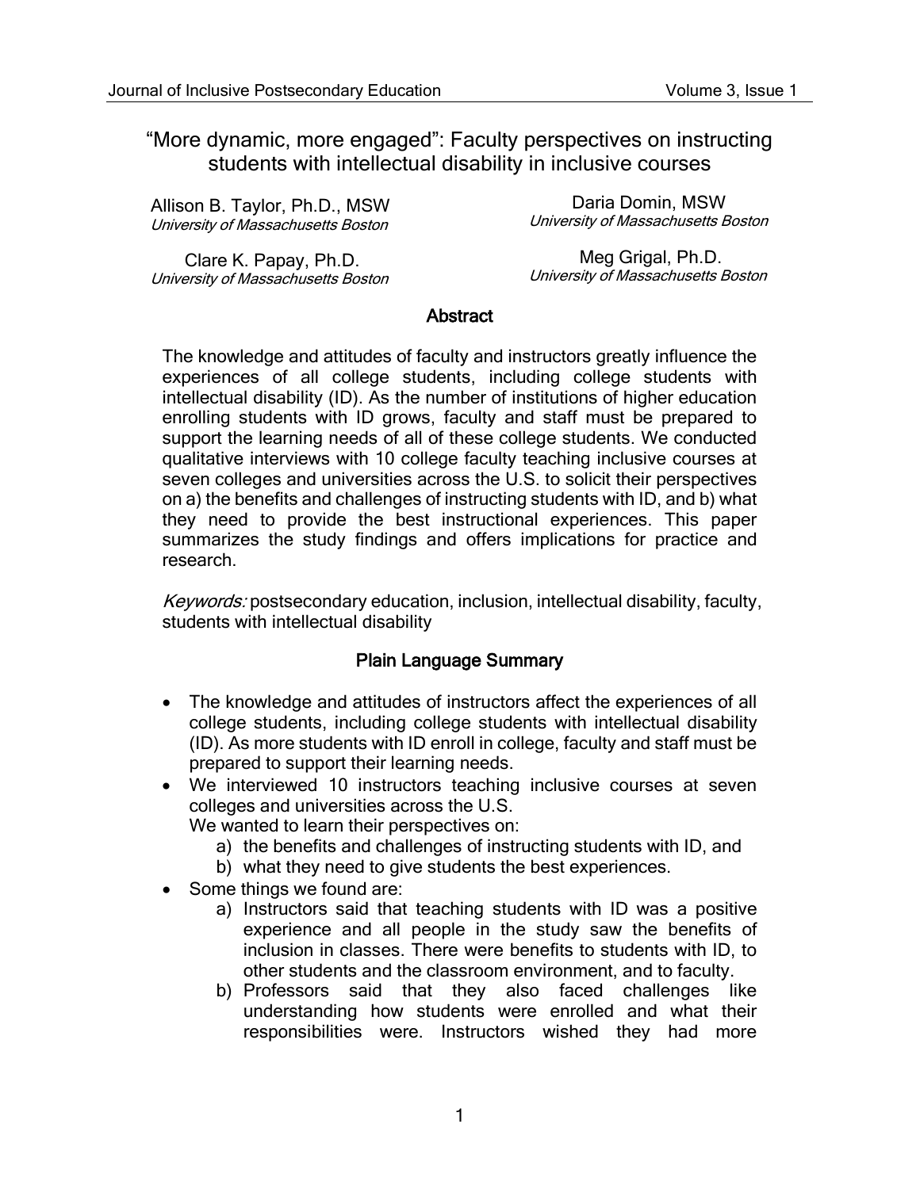# "More dynamic, more engaged": Faculty perspectives on instructing students with intellectual disability in inclusive courses

Allison B. Taylor, Ph.D., MSW
*University of Massachusetts Boston*

Daria Domin, MSW
*University of Massachusetts Boston*

Clare K. Papay, Ph.D.
*University of Massachusetts Boston*

Meg Grigal, Ph.D.
*University of Massachusetts Boston*

## Abstract

The knowledge and attitudes of faculty and instructors greatly influence the experiences of all college students, including college students with intellectual disability (ID). As the number of institutions of higher education enrolling students with ID grows, faculty and staff must be prepared to support the learning needs of all of these college students. We conducted qualitative interviews with 10 college faculty teaching inclusive courses at seven colleges and universities across the U.S. to solicit their perspectives on a) the benefits and challenges of instructing students with ID, and b) what they need to provide the best instructional experiences. This paper summarizes the study findings and offers implications for practice and research.

*Keywords:* postsecondary education, inclusion, intellectual disability, faculty, students with intellectual disability

## Plain Language Summary

- The knowledge and attitudes of instructors affect the experiences of all college students, including college students with intellectual disability (ID). As more students with ID enroll in college, faculty and staff must be prepared to support their learning needs.
- We interviewed 10 instructors teaching inclusive courses at seven colleges and universities across the U.S.
  We wanted to learn their perspectives on:
  a) the benefits and challenges of instructing students with ID, and
  b) what they need to give students the best experiences.
- Some things we found are:
  a) Instructors said that teaching students with ID was a positive experience and all people in the study saw the benefits of inclusion in classes. There were benefits to students with ID, to other students and the classroom environment, and to faculty.
  b) Professors said that they also faced challenges like understanding how students were enrolled and what their responsibilities were. Instructors wished they had more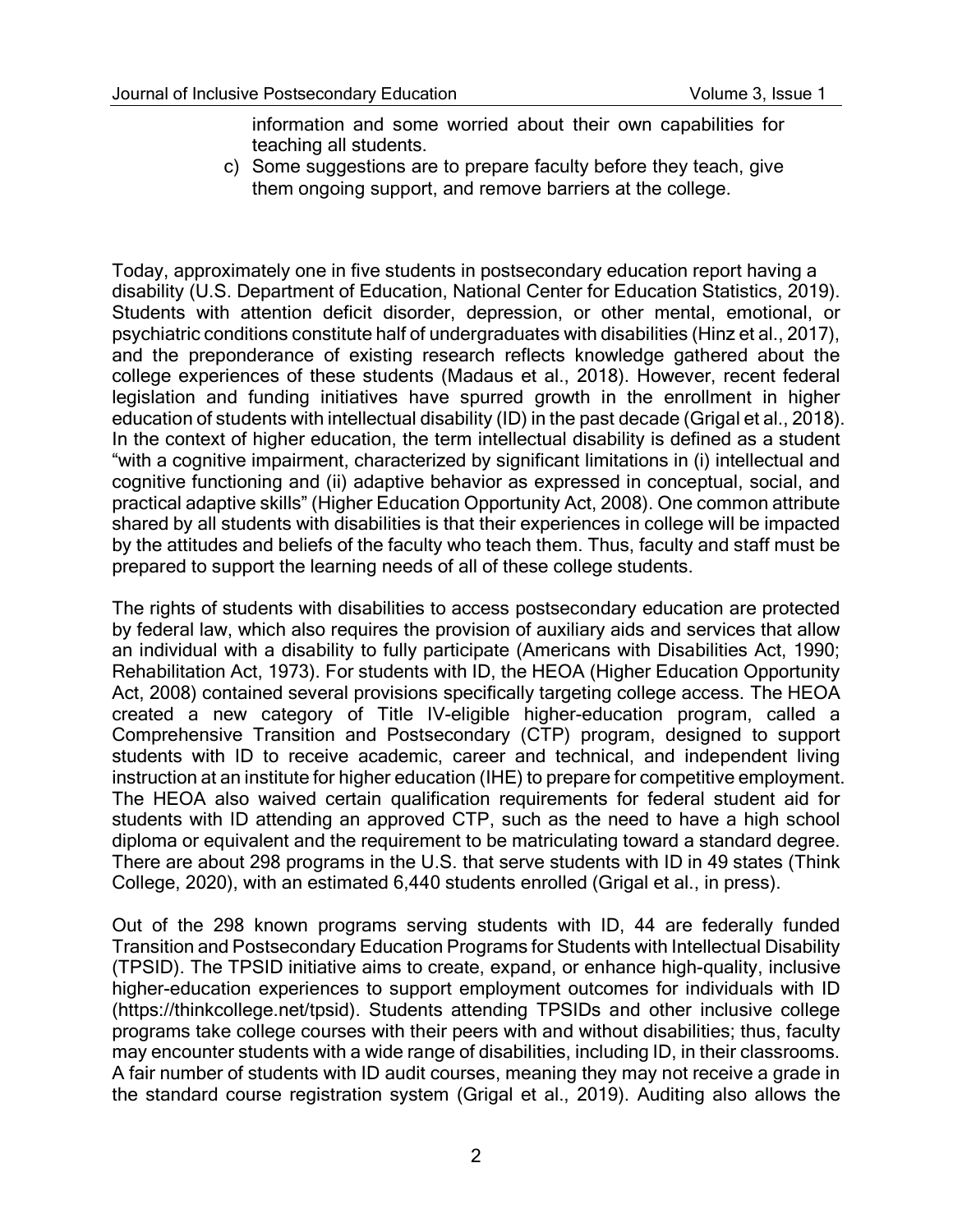information and some worried about their own capabilities for teaching all students.

c) Some suggestions are to prepare faculty before they teach, give them ongoing support, and remove barriers at the college.

Today, approximately one in five students in postsecondary education report having a disability (U.S. Department of Education, National Center for Education Statistics, 2019). Students with attention deficit disorder, depression, or other mental, emotional, or psychiatric conditions constitute half of undergraduates with disabilities (Hinz et al., 2017), and the preponderance of existing research reflects knowledge gathered about the college experiences of these students (Madaus et al., 2018). However, recent federal legislation and funding initiatives have spurred growth in the enrollment in higher education of students with intellectual disability (ID) in the past decade (Grigal et al., 2018). In the context of higher education, the term intellectual disability is defined as a student "with a cognitive impairment, characterized by significant limitations in (i) intellectual and cognitive functioning and (ii) adaptive behavior as expressed in conceptual, social, and practical adaptive skills" (Higher Education Opportunity Act, 2008). One common attribute shared by all students with disabilities is that their experiences in college will be impacted by the attitudes and beliefs of the faculty who teach them. Thus, faculty and staff must be prepared to support the learning needs of all of these college students.

The rights of students with disabilities to access postsecondary education are protected by federal law, which also requires the provision of auxiliary aids and services that allow an individual with a disability to fully participate (Americans with Disabilities Act, 1990; Rehabilitation Act, 1973). For students with ID, the HEOA (Higher Education Opportunity Act, 2008) contained several provisions specifically targeting college access. The HEOA created a new category of Title IV-eligible higher-education program, called a Comprehensive Transition and Postsecondary (CTP) program, designed to support students with ID to receive academic, career and technical, and independent living instruction at an institute for higher education (IHE) to prepare for competitive employment. The HEOA also waived certain qualification requirements for federal student aid for students with ID attending an approved CTP, such as the need to have a high school diploma or equivalent and the requirement to be matriculating toward a standard degree. There are about 298 programs in the U.S. that serve students with ID in 49 states (Think College, 2020), with an estimated 6,440 students enrolled (Grigal et al., in press).

Out of the 298 known programs serving students with ID, 44 are federally funded Transition and Postsecondary Education Programs for Students with Intellectual Disability (TPSID). The TPSID initiative aims to create, expand, or enhance high-quality, inclusive higher-education experiences to support employment outcomes for individuals with ID (https://thinkcollege.net/tpsid). Students attending TPSIDs and other inclusive college programs take college courses with their peers with and without disabilities; thus, faculty may encounter students with a wide range of disabilities, including ID, in their classrooms. A fair number of students with ID audit courses, meaning they may not receive a grade in the standard course registration system (Grigal et al., 2019). Auditing also allows the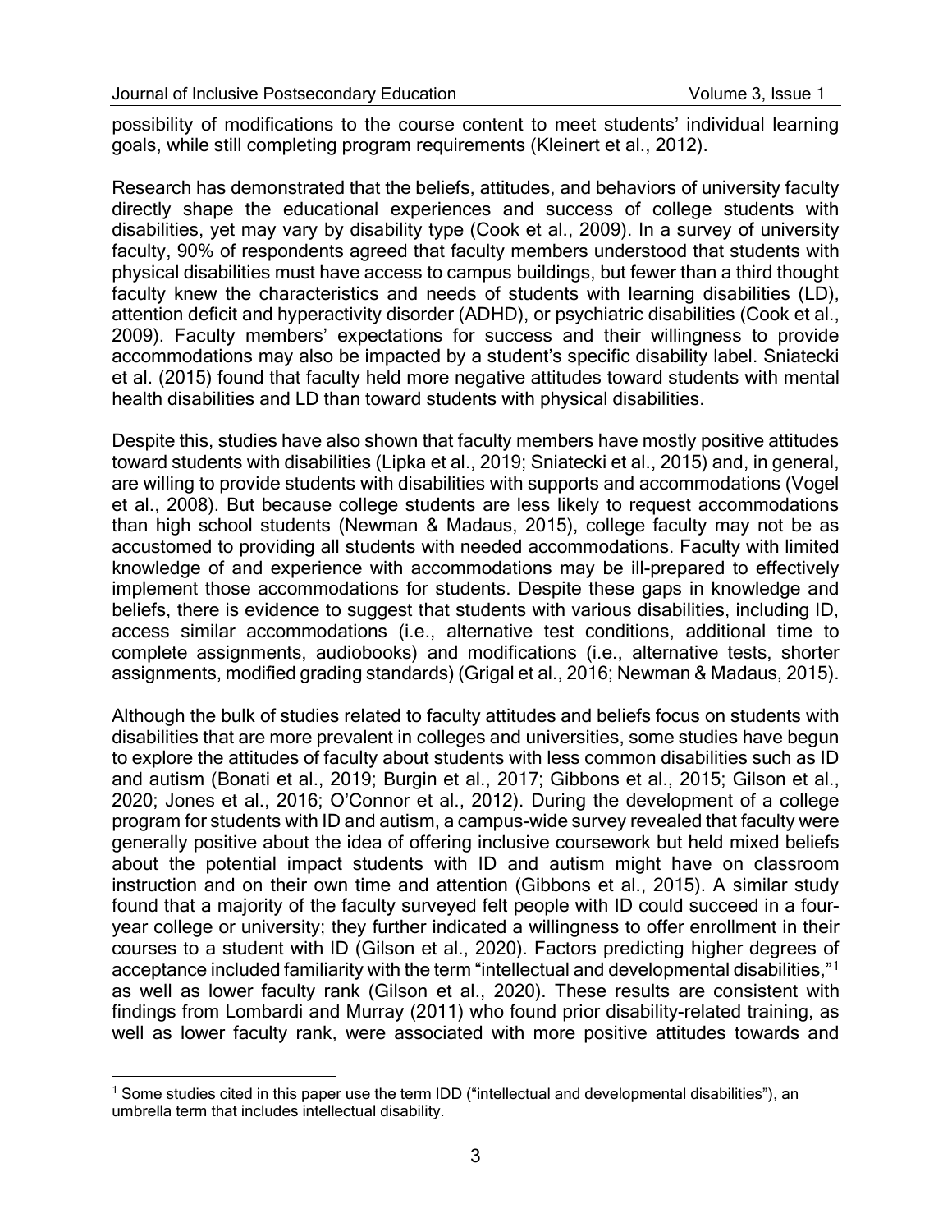possibility of modifications to the course content to meet students' individual learning goals, while still completing program requirements (Kleinert et al., 2012).

Research has demonstrated that the beliefs, attitudes, and behaviors of university faculty directly shape the educational experiences and success of college students with disabilities, yet may vary by disability type (Cook et al., 2009). In a survey of university faculty, 90% of respondents agreed that faculty members understood that students with physical disabilities must have access to campus buildings, but fewer than a third thought faculty knew the characteristics and needs of students with learning disabilities (LD), attention deficit and hyperactivity disorder (ADHD), or psychiatric disabilities (Cook et al., 2009). Faculty members' expectations for success and their willingness to provide accommodations may also be impacted by a student's specific disability label. Sniatecki et al. (2015) found that faculty held more negative attitudes toward students with mental health disabilities and LD than toward students with physical disabilities.

Despite this, studies have also shown that faculty members have mostly positive attitudes toward students with disabilities (Lipka et al., 2019; Sniatecki et al., 2015) and, in general, are willing to provide students with disabilities with supports and accommodations (Vogel et al., 2008). But because college students are less likely to request accommodations than high school students (Newman & Madaus, 2015), college faculty may not be as accustomed to providing all students with needed accommodations. Faculty with limited knowledge of and experience with accommodations may be ill-prepared to effectively implement those accommodations for students. Despite these gaps in knowledge and beliefs, there is evidence to suggest that students with various disabilities, including ID, access similar accommodations (i.e., alternative test conditions, additional time to complete assignments, audiobooks) and modifications (i.e., alternative tests, shorter assignments, modified grading standards) (Grigal et al., 2016; Newman & Madaus, 2015).

Although the bulk of studies related to faculty attitudes and beliefs focus on students with disabilities that are more prevalent in colleges and universities, some studies have begun to explore the attitudes of faculty about students with less common disabilities such as ID and autism (Bonati et al., 2019; Burgin et al., 2017; Gibbons et al., 2015; Gilson et al., 2020; Jones et al., 2016; O'Connor et al., 2012). During the development of a college program for students with ID and autism, a campus-wide survey revealed that faculty were generally positive about the idea of offering inclusive coursework but held mixed beliefs about the potential impact students with ID and autism might have on classroom instruction and on their own time and attention (Gibbons et al., 2015). A similar study found that a majority of the faculty surveyed felt people with ID could succeed in a four-year college or university; they further indicated a willingness to offer enrollment in their courses to a student with ID (Gilson et al., 2020). Factors predicting higher degrees of acceptance included familiarity with the term "intellectual and developmental disabilities,"[1] as well as lower faculty rank (Gilson et al., 2020). These results are consistent with findings from Lombardi and Murray (2011) who found prior disability-related training, as well as lower faculty rank, were associated with more positive attitudes towards and

[1] Some studies cited in this paper use the term IDD ("intellectual and developmental disabilities"), an umbrella term that includes intellectual disability.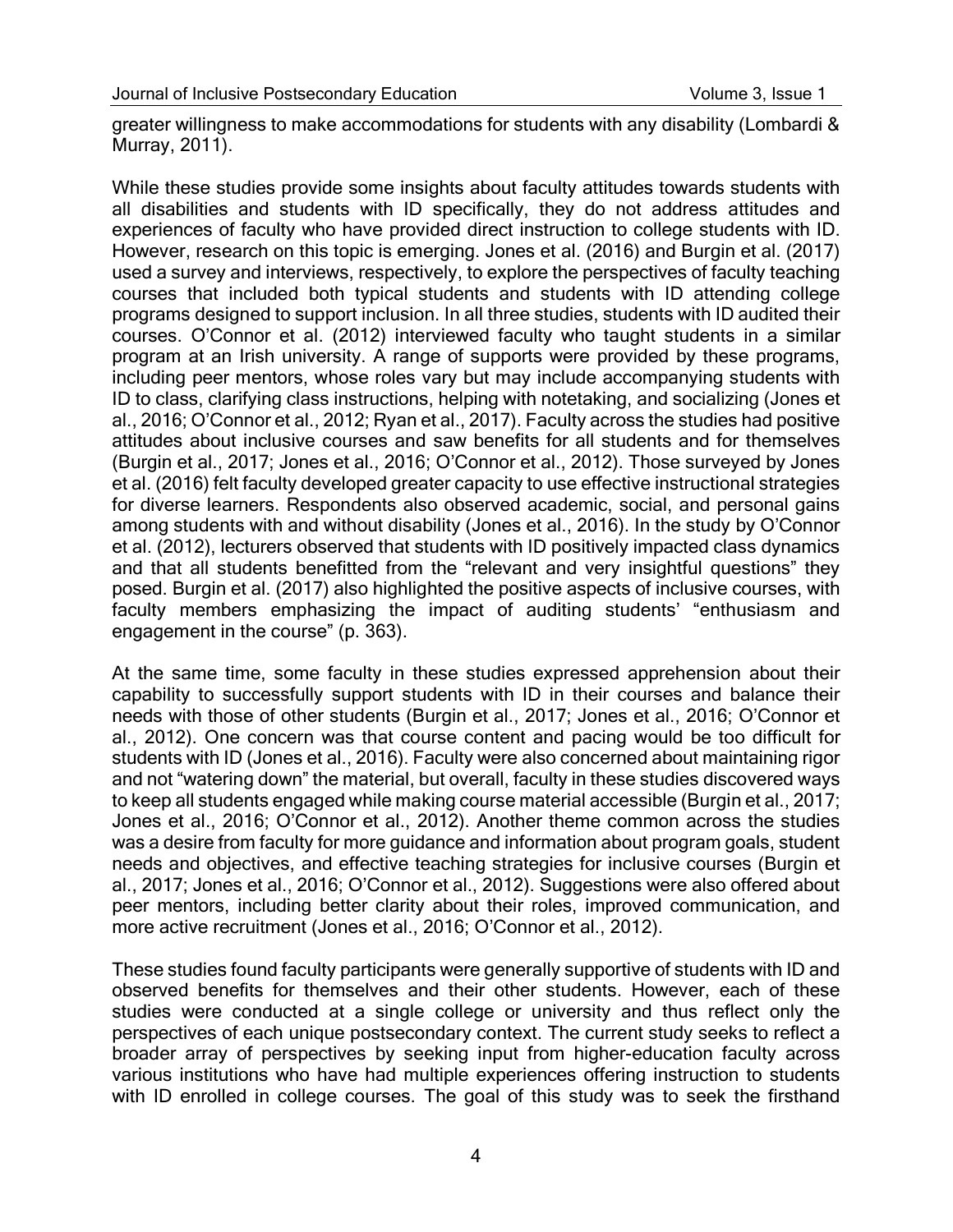greater willingness to make accommodations for students with any disability (Lombardi & Murray, 2011).

While these studies provide some insights about faculty attitudes towards students with all disabilities and students with ID specifically, they do not address attitudes and experiences of faculty who have provided direct instruction to college students with ID. However, research on this topic is emerging. Jones et al. (2016) and Burgin et al. (2017) used a survey and interviews, respectively, to explore the perspectives of faculty teaching courses that included both typical students and students with ID attending college programs designed to support inclusion. In all three studies, students with ID audited their courses. O'Connor et al. (2012) interviewed faculty who taught students in a similar program at an Irish university. A range of supports were provided by these programs, including peer mentors, whose roles vary but may include accompanying students with ID to class, clarifying class instructions, helping with notetaking, and socializing (Jones et al., 2016; O'Connor et al., 2012; Ryan et al., 2017). Faculty across the studies had positive attitudes about inclusive courses and saw benefits for all students and for themselves (Burgin et al., 2017; Jones et al., 2016; O'Connor et al., 2012). Those surveyed by Jones et al. (2016) felt faculty developed greater capacity to use effective instructional strategies for diverse learners. Respondents also observed academic, social, and personal gains among students with and without disability (Jones et al., 2016). In the study by O'Connor et al. (2012), lecturers observed that students with ID positively impacted class dynamics and that all students benefitted from the "relevant and very insightful questions" they posed. Burgin et al. (2017) also highlighted the positive aspects of inclusive courses, with faculty members emphasizing the impact of auditing students' "enthusiasm and engagement in the course" (p. 363).

At the same time, some faculty in these studies expressed apprehension about their capability to successfully support students with ID in their courses and balance their needs with those of other students (Burgin et al., 2017; Jones et al., 2016; O'Connor et al., 2012). One concern was that course content and pacing would be too difficult for students with ID (Jones et al., 2016). Faculty were also concerned about maintaining rigor and not "watering down" the material, but overall, faculty in these studies discovered ways to keep all students engaged while making course material accessible (Burgin et al., 2017; Jones et al., 2016; O'Connor et al., 2012). Another theme common across the studies was a desire from faculty for more guidance and information about program goals, student needs and objectives, and effective teaching strategies for inclusive courses (Burgin et al., 2017; Jones et al., 2016; O'Connor et al., 2012). Suggestions were also offered about peer mentors, including better clarity about their roles, improved communication, and more active recruitment (Jones et al., 2016; O'Connor et al., 2012).

These studies found faculty participants were generally supportive of students with ID and observed benefits for themselves and their other students. However, each of these studies were conducted at a single college or university and thus reflect only the perspectives of each unique postsecondary context. The current study seeks to reflect a broader array of perspectives by seeking input from higher-education faculty across various institutions who have had multiple experiences offering instruction to students with ID enrolled in college courses. The goal of this study was to seek the firsthand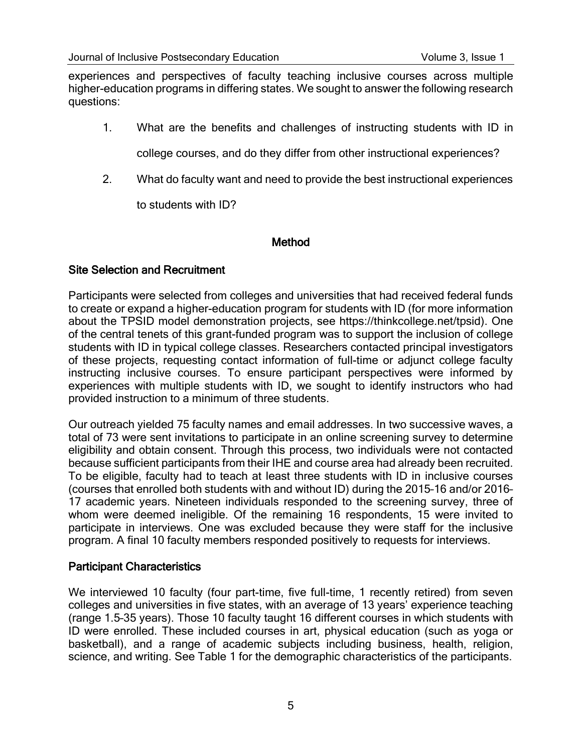experiences and perspectives of faculty teaching inclusive courses across multiple higher-education programs in differing states. We sought to answer the following research questions:

1. What are the benefits and challenges of instructing students with ID in college courses, and do they differ from other instructional experiences?
2. What do faculty want and need to provide the best instructional experiences to students with ID?

## Method

### Site Selection and Recruitment

Participants were selected from colleges and universities that had received federal funds to create or expand a higher-education program for students with ID (for more information about the TPSID model demonstration projects, see https://thinkcollege.net/tpsid). One of the central tenets of this grant-funded program was to support the inclusion of college students with ID in typical college classes. Researchers contacted principal investigators of these projects, requesting contact information of full-time or adjunct college faculty instructing inclusive courses. To ensure participant perspectives were informed by experiences with multiple students with ID, we sought to identify instructors who had provided instruction to a minimum of three students.

Our outreach yielded 75 faculty names and email addresses. In two successive waves, a total of 73 were sent invitations to participate in an online screening survey to determine eligibility and obtain consent. Through this process, two individuals were not contacted because sufficient participants from their IHE and course area had already been recruited. To be eligible, faculty had to teach at least three students with ID in inclusive courses (courses that enrolled both students with and without ID) during the 2015–16 and/or 2016–17 academic years. Nineteen individuals responded to the screening survey, three of whom were deemed ineligible. Of the remaining 16 respondents, 15 were invited to participate in interviews. One was excluded because they were staff for the inclusive program. A final 10 faculty members responded positively to requests for interviews.

### Participant Characteristics

We interviewed 10 faculty (four part-time, five full-time, 1 recently retired) from seven colleges and universities in five states, with an average of 13 years' experience teaching (range 1.5–35 years). Those 10 faculty taught 16 different courses in which students with ID were enrolled. These included courses in art, physical education (such as yoga or basketball), and a range of academic subjects including business, health, religion, science, and writing. See Table 1 for the demographic characteristics of the participants.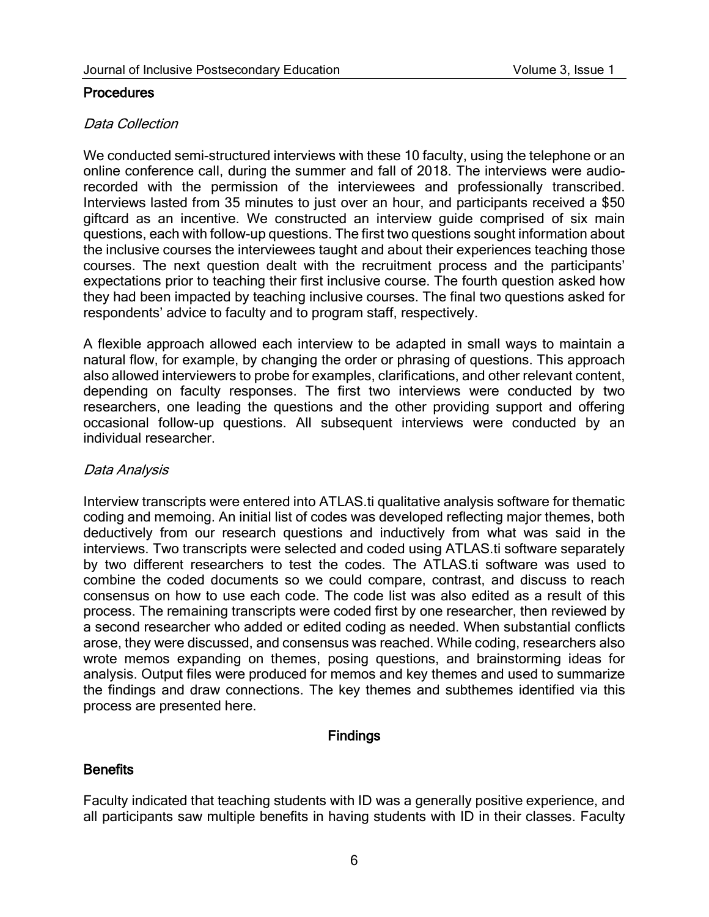## Procedures

### *Data Collection*

We conducted semi-structured interviews with these 10 faculty, using the telephone or an online conference call, during the summer and fall of 2018. The interviews were audio-recorded with the permission of the interviewees and professionally transcribed. Interviews lasted from 35 minutes to just over an hour, and participants received a $50 giftcard as an incentive. We constructed an interview guide comprised of six main questions, each with follow-up questions. The first two questions sought information about the inclusive courses the interviewees taught and about their experiences teaching those courses. The next question dealt with the recruitment process and the participants' expectations prior to teaching their first inclusive course. The fourth question asked how they had been impacted by teaching inclusive courses. The final two questions asked for respondents' advice to faculty and to program staff, respectively.

A flexible approach allowed each interview to be adapted in small ways to maintain a natural flow, for example, by changing the order or phrasing of questions. This approach also allowed interviewers to probe for examples, clarifications, and other relevant content, depending on faculty responses. The first two interviews were conducted by two researchers, one leading the questions and the other providing support and offering occasional follow-up questions. All subsequent interviews were conducted by an individual researcher.

### *Data Analysis*

Interview transcripts were entered into ATLAS.ti qualitative analysis software for thematic coding and memoing. An initial list of codes was developed reflecting major themes, both deductively from our research questions and inductively from what was said in the interviews. Two transcripts were selected and coded using ATLAS.ti software separately by two different researchers to test the codes. The ATLAS.ti software was used to combine the coded documents so we could compare, contrast, and discuss to reach consensus on how to use each code. The code list was also edited as a result of this process. The remaining transcripts were coded first by one researcher, then reviewed by a second researcher who added or edited coding as needed. When substantial conflicts arose, they were discussed, and consensus was reached. While coding, researchers also wrote memos expanding on themes, posing questions, and brainstorming ideas for analysis. Output files were produced for memos and key themes and used to summarize the findings and draw connections. The key themes and subthemes identified via this process are presented here.

# Findings

## Benefits

Faculty indicated that teaching students with ID was a generally positive experience, and all participants saw multiple benefits in having students with ID in their classes. Faculty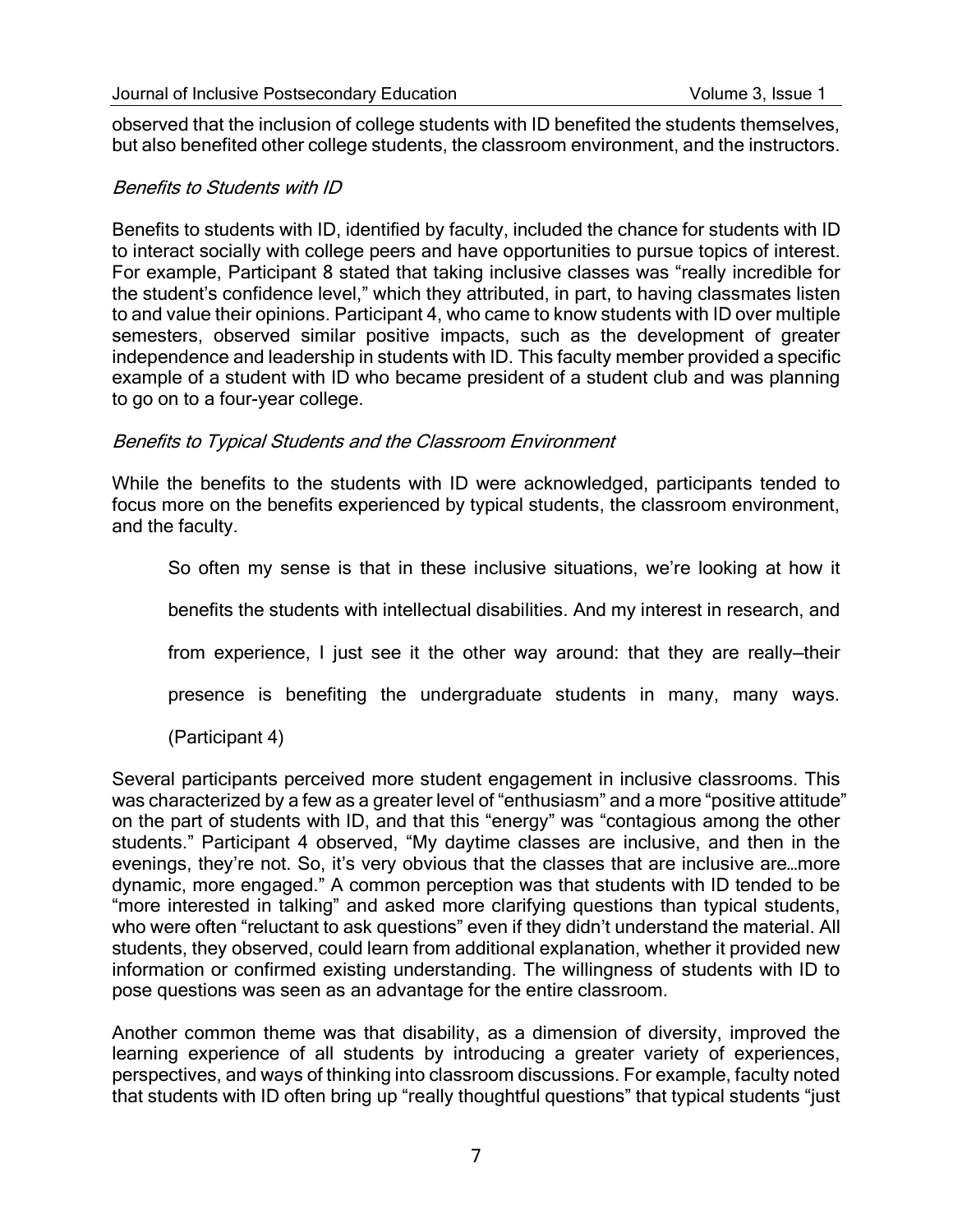observed that the inclusion of college students with ID benefited the students themselves, but also benefited other college students, the classroom environment, and the instructors.

### *Benefits to Students with ID*

Benefits to students with ID, identified by faculty, included the chance for students with ID to interact socially with college peers and have opportunities to pursue topics of interest. For example, Participant 8 stated that taking inclusive classes was "really incredible for the student's confidence level," which they attributed, in part, to having classmates listen to and value their opinions. Participant 4, who came to know students with ID over multiple semesters, observed similar positive impacts, such as the development of greater independence and leadership in students with ID. This faculty member provided a specific example of a student with ID who became president of a student club and was planning to go on to a four-year college.

### *Benefits to Typical Students and the Classroom Environment*

While the benefits to the students with ID were acknowledged, participants tended to focus more on the benefits experienced by typical students, the classroom environment, and the faculty.

> So often my sense is that in these inclusive situations, we're looking at how it benefits the students with intellectual disabilities. And my interest in research, and from experience, I just see it the other way around: that they are really—their presence is benefiting the undergraduate students in many, many ways. (Participant 4)

Several participants perceived more student engagement in inclusive classrooms. This was characterized by a few as a greater level of "enthusiasm" and a more "positive attitude" on the part of students with ID, and that this "energy" was "contagious among the other students." Participant 4 observed, "My daytime classes are inclusive, and then in the evenings, they're not. So, it's very obvious that the classes that are inclusive are…more dynamic, more engaged." A common perception was that students with ID tended to be "more interested in talking" and asked more clarifying questions than typical students, who were often "reluctant to ask questions" even if they didn't understand the material. All students, they observed, could learn from additional explanation, whether it provided new information or confirmed existing understanding. The willingness of students with ID to pose questions was seen as an advantage for the entire classroom.

Another common theme was that disability, as a dimension of diversity, improved the learning experience of all students by introducing a greater variety of experiences, perspectives, and ways of thinking into classroom discussions. For example, faculty noted that students with ID often bring up "really thoughtful questions" that typical students "just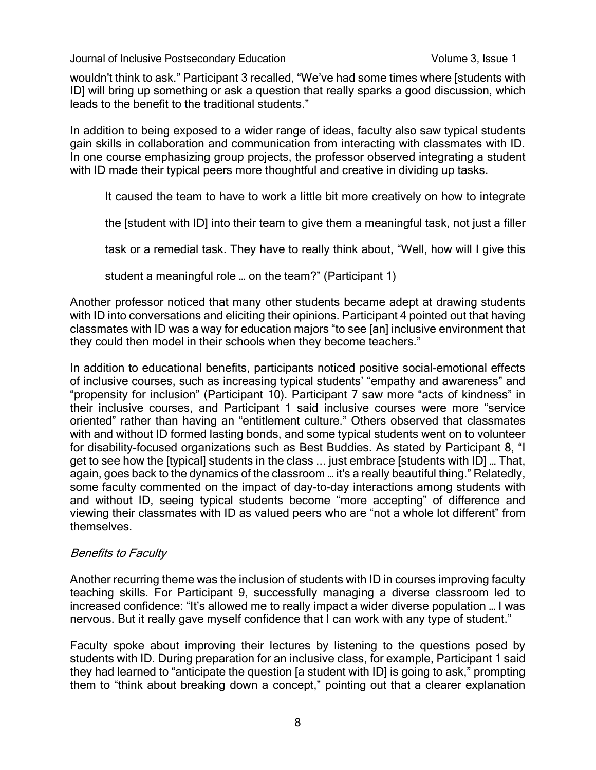wouldn't think to ask." Participant 3 recalled, "We've had some times where [students with ID] will bring up something or ask a question that really sparks a good discussion, which leads to the benefit to the traditional students."

In addition to being exposed to a wider range of ideas, faculty also saw typical students gain skills in collaboration and communication from interacting with classmates with ID. In one course emphasizing group projects, the professor observed integrating a student with ID made their typical peers more thoughtful and creative in dividing up tasks.

> It caused the team to have to work a little bit more creatively on how to integrate the [student with ID] into their team to give them a meaningful task, not just a filler task or a remedial task. They have to really think about, "Well, how will I give this student a meaningful role … on the team?" (Participant 1)

Another professor noticed that many other students became adept at drawing students with ID into conversations and eliciting their opinions. Participant 4 pointed out that having classmates with ID was a way for education majors "to see [an] inclusive environment that they could then model in their schools when they become teachers."

In addition to educational benefits, participants noticed positive social-emotional effects of inclusive courses, such as increasing typical students' "empathy and awareness" and "propensity for inclusion" (Participant 10). Participant 7 saw more "acts of kindness" in their inclusive courses, and Participant 1 said inclusive courses were more "service oriented" rather than having an "entitlement culture." Others observed that classmates with and without ID formed lasting bonds, and some typical students went on to volunteer for disability-focused organizations such as Best Buddies. As stated by Participant 8, "I get to see how the [typical] students in the class ... just embrace [students with ID] … That, again, goes back to the dynamics of the classroom … it's a really beautiful thing." Relatedly, some faculty commented on the impact of day-to-day interactions among students with and without ID, seeing typical students become "more accepting" of difference and viewing their classmates with ID as valued peers who are "not a whole lot different" from themselves.

### *Benefits to Faculty*

Another recurring theme was the inclusion of students with ID in courses improving faculty teaching skills. For Participant 9, successfully managing a diverse classroom led to increased confidence: "It's allowed me to really impact a wider diverse population … I was nervous. But it really gave myself confidence that I can work with any type of student."

Faculty spoke about improving their lectures by listening to the questions posed by students with ID. During preparation for an inclusive class, for example, Participant 1 said they had learned to "anticipate the question [a student with ID] is going to ask," prompting them to "think about breaking down a concept," pointing out that a clearer explanation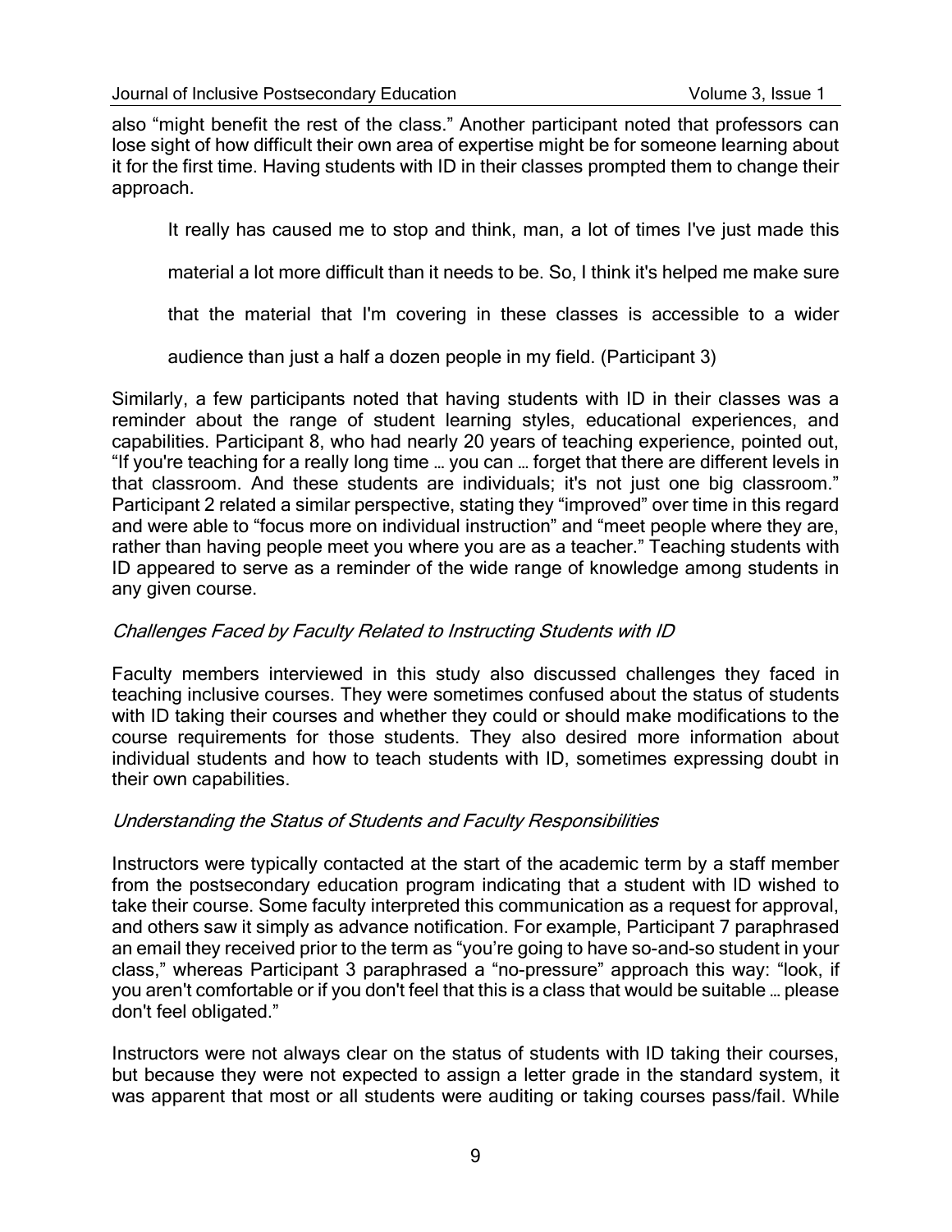also "might benefit the rest of the class." Another participant noted that professors can lose sight of how difficult their own area of expertise might be for someone learning about it for the first time. Having students with ID in their classes prompted them to change their approach.

> It really has caused me to stop and think, man, a lot of times I've just made this material a lot more difficult than it needs to be. So, I think it's helped me make sure that the material that I'm covering in these classes is accessible to a wider audience than just a half a dozen people in my field. (Participant 3)

Similarly, a few participants noted that having students with ID in their classes was a reminder about the range of student learning styles, educational experiences, and capabilities. Participant 8, who had nearly 20 years of teaching experience, pointed out, "If you're teaching for a really long time … you can … forget that there are different levels in that classroom. And these students are individuals; it's not just one big classroom." Participant 2 related a similar perspective, stating they "improved" over time in this regard and were able to "focus more on individual instruction" and "meet people where they are, rather than having people meet you where you are as a teacher." Teaching students with ID appeared to serve as a reminder of the wide range of knowledge among students in any given course.

### *Challenges Faced by Faculty Related to Instructing Students with ID*

Faculty members interviewed in this study also discussed challenges they faced in teaching inclusive courses. They were sometimes confused about the status of students with ID taking their courses and whether they could or should make modifications to the course requirements for those students. They also desired more information about individual students and how to teach students with ID, sometimes expressing doubt in their own capabilities.

#### *Understanding the Status of Students and Faculty Responsibilities*

Instructors were typically contacted at the start of the academic term by a staff member from the postsecondary education program indicating that a student with ID wished to take their course. Some faculty interpreted this communication as a request for approval, and others saw it simply as advance notification. For example, Participant 7 paraphrased an email they received prior to the term as "you're going to have so-and-so student in your class," whereas Participant 3 paraphrased a "no-pressure" approach this way: "look, if you aren't comfortable or if you don't feel that this is a class that would be suitable … please don't feel obligated."

Instructors were not always clear on the status of students with ID taking their courses, but because they were not expected to assign a letter grade in the standard system, it was apparent that most or all students were auditing or taking courses pass/fail. While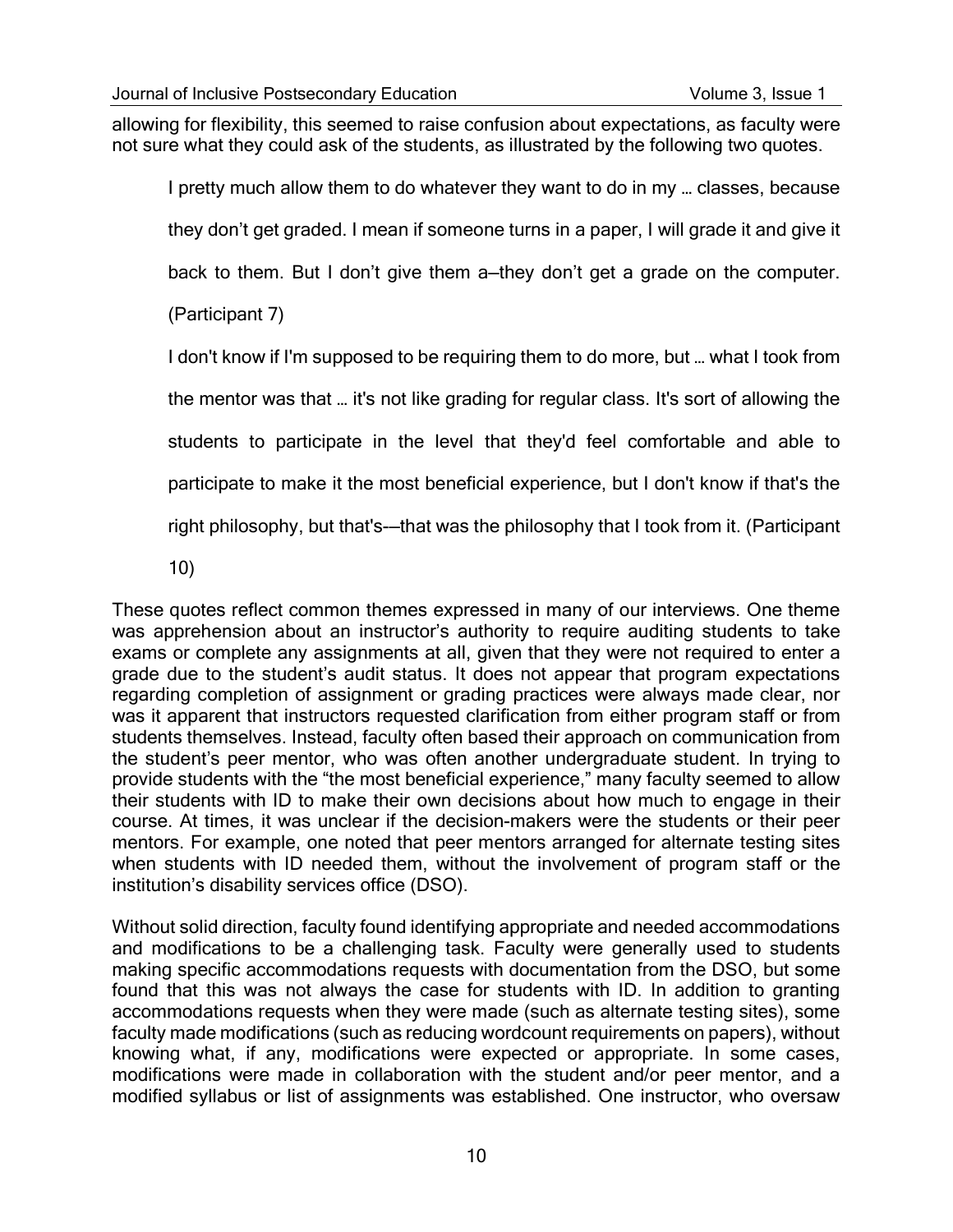allowing for flexibility, this seemed to raise confusion about expectations, as faculty were not sure what they could ask of the students, as illustrated by the following two quotes.

> I pretty much allow them to do whatever they want to do in my … classes, because they don't get graded. I mean if someone turns in a paper, I will grade it and give it back to them. But I don't give them a—they don't get a grade on the computer. (Participant 7)

> I don't know if I'm supposed to be requiring them to do more, but … what I took from the mentor was that … it's not like grading for regular class. It's sort of allowing the students to participate in the level that they'd feel comfortable and able to participate to make it the most beneficial experience, but I don't know if that's the right philosophy, but that's-—that was the philosophy that I took from it. (Participant 10)

These quotes reflect common themes expressed in many of our interviews. One theme was apprehension about an instructor's authority to require auditing students to take exams or complete any assignments at all, given that they were not required to enter a grade due to the student's audit status. It does not appear that program expectations regarding completion of assignment or grading practices were always made clear, nor was it apparent that instructors requested clarification from either program staff or from students themselves. Instead, faculty often based their approach on communication from the student's peer mentor, who was often another undergraduate student. In trying to provide students with the "the most beneficial experience," many faculty seemed to allow their students with ID to make their own decisions about how much to engage in their course. At times, it was unclear if the decision-makers were the students or their peer mentors. For example, one noted that peer mentors arranged for alternate testing sites when students with ID needed them, without the involvement of program staff or the institution's disability services office (DSO).

Without solid direction, faculty found identifying appropriate and needed accommodations and modifications to be a challenging task. Faculty were generally used to students making specific accommodations requests with documentation from the DSO, but some found that this was not always the case for students with ID. In addition to granting accommodations requests when they were made (such as alternate testing sites), some faculty made modifications (such as reducing wordcount requirements on papers), without knowing what, if any, modifications were expected or appropriate. In some cases, modifications were made in collaboration with the student and/or peer mentor, and a modified syllabus or list of assignments was established. One instructor, who oversaw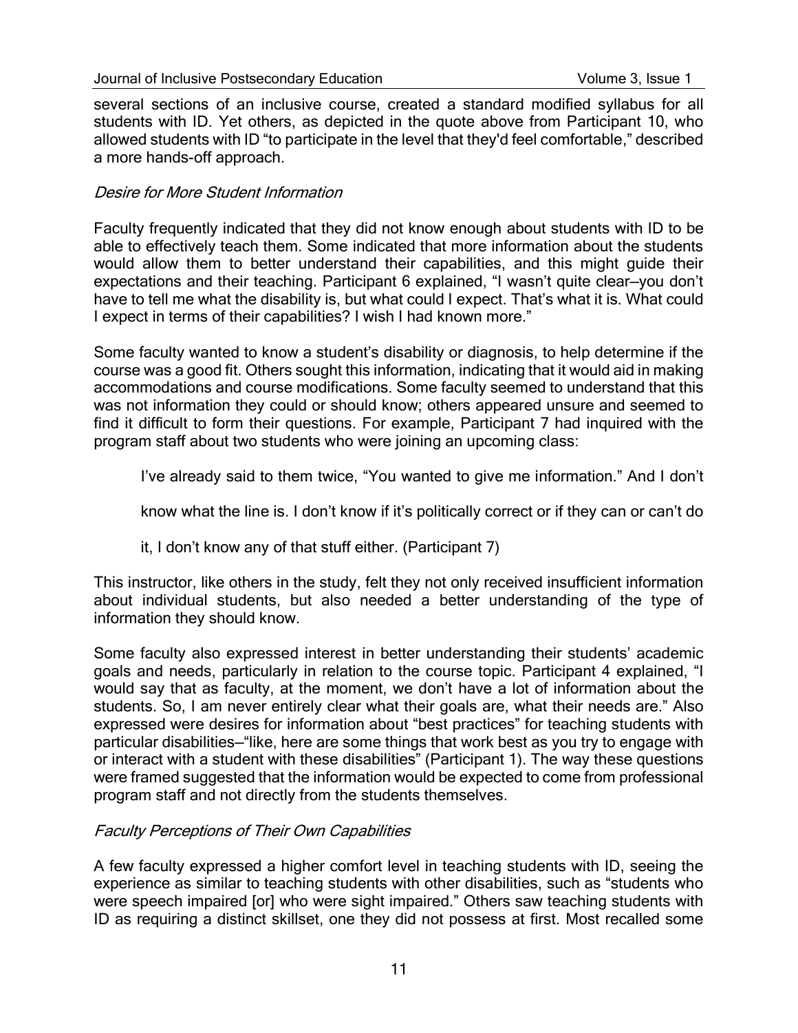several sections of an inclusive course, created a standard modified syllabus for all students with ID. Yet others, as depicted in the quote above from Participant 10, who allowed students with ID "to participate in the level that they'd feel comfortable," described a more hands-off approach.

### *Desire for More Student Information*

Faculty frequently indicated that they did not know enough about students with ID to be able to effectively teach them. Some indicated that more information about the students would allow them to better understand their capabilities, and this might guide their expectations and their teaching. Participant 6 explained, "I wasn't quite clear—you don't have to tell me what the disability is, but what could I expect. That's what it is. What could I expect in terms of their capabilities? I wish I had known more."

Some faculty wanted to know a student's disability or diagnosis, to help determine if the course was a good fit. Others sought this information, indicating that it would aid in making accommodations and course modifications. Some faculty seemed to understand that this was not information they could or should know; others appeared unsure and seemed to find it difficult to form their questions. For example, Participant 7 had inquired with the program staff about two students who were joining an upcoming class:

> I've already said to them twice, "You wanted to give me information." And I don't know what the line is. I don't know if it's politically correct or if they can or can't do it, I don't know any of that stuff either. (Participant 7)

This instructor, like others in the study, felt they not only received insufficient information about individual students, but also needed a better understanding of the type of information they should know.

Some faculty also expressed interest in better understanding their students' academic goals and needs, particularly in relation to the course topic. Participant 4 explained, "I would say that as faculty, at the moment, we don't have a lot of information about the students. So, I am never entirely clear what their goals are, what their needs are." Also expressed were desires for information about "best practices" for teaching students with particular disabilities—"like, here are some things that work best as you try to engage with or interact with a student with these disabilities" (Participant 1). The way these questions were framed suggested that the information would be expected to come from professional program staff and not directly from the students themselves.

### *Faculty Perceptions of Their Own Capabilities*

A few faculty expressed a higher comfort level in teaching students with ID, seeing the experience as similar to teaching students with other disabilities, such as "students who were speech impaired [or] who were sight impaired." Others saw teaching students with ID as requiring a distinct skillset, one they did not possess at first. Most recalled some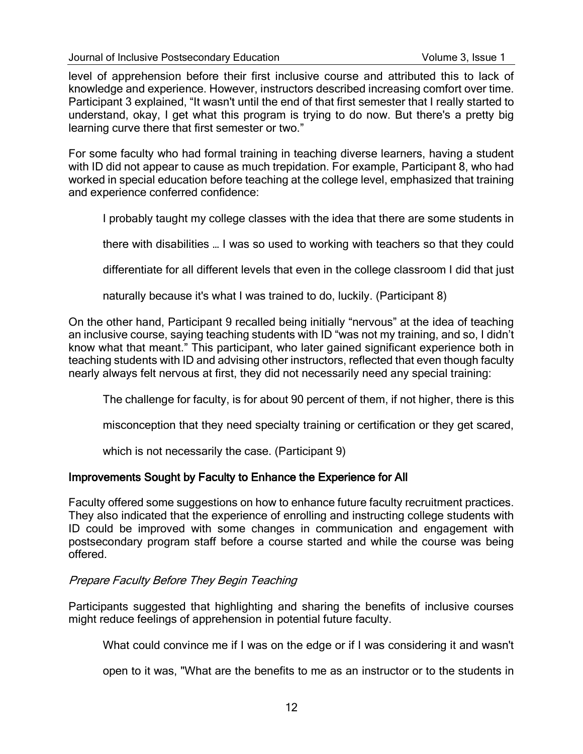level of apprehension before their first inclusive course and attributed this to lack of knowledge and experience. However, instructors described increasing comfort over time. Participant 3 explained, “It wasn't until the end of that first semester that I really started to understand, okay, I get what this program is trying to do now. But there's a pretty big learning curve there that first semester or two.”

For some faculty who had formal training in teaching diverse learners, having a student with ID did not appear to cause as much trepidation. For example, Participant 8, who had worked in special education before teaching at the college level, emphasized that training and experience conferred confidence:

> I probably taught my college classes with the idea that there are some students in there with disabilities … I was so used to working with teachers so that they could differentiate for all different levels that even in the college classroom I did that just naturally because it's what I was trained to do, luckily. (Participant 8)

On the other hand, Participant 9 recalled being initially “nervous” at the idea of teaching an inclusive course, saying teaching students with ID “was not my training, and so, I didn't know what that meant.” This participant, who later gained significant experience both in teaching students with ID and advising other instructors, reflected that even though faculty nearly always felt nervous at first, they did not necessarily need any special training:

> The challenge for faculty, is for about 90 percent of them, if not higher, there is this misconception that they need specialty training or certification or they get scared, which is not necessarily the case. (Participant 9)

### Improvements Sought by Faculty to Enhance the Experience for All

Faculty offered some suggestions on how to enhance future faculty recruitment practices. They also indicated that the experience of enrolling and instructing college students with ID could be improved with some changes in communication and engagement with postsecondary program staff before a course started and while the course was being offered.

#### *Prepare Faculty Before They Begin Teaching*

Participants suggested that highlighting and sharing the benefits of inclusive courses might reduce feelings of apprehension in potential future faculty.

> What could convince me if I was on the edge or if I was considering it and wasn't open to it was, "What are the benefits to me as an instructor or to the students in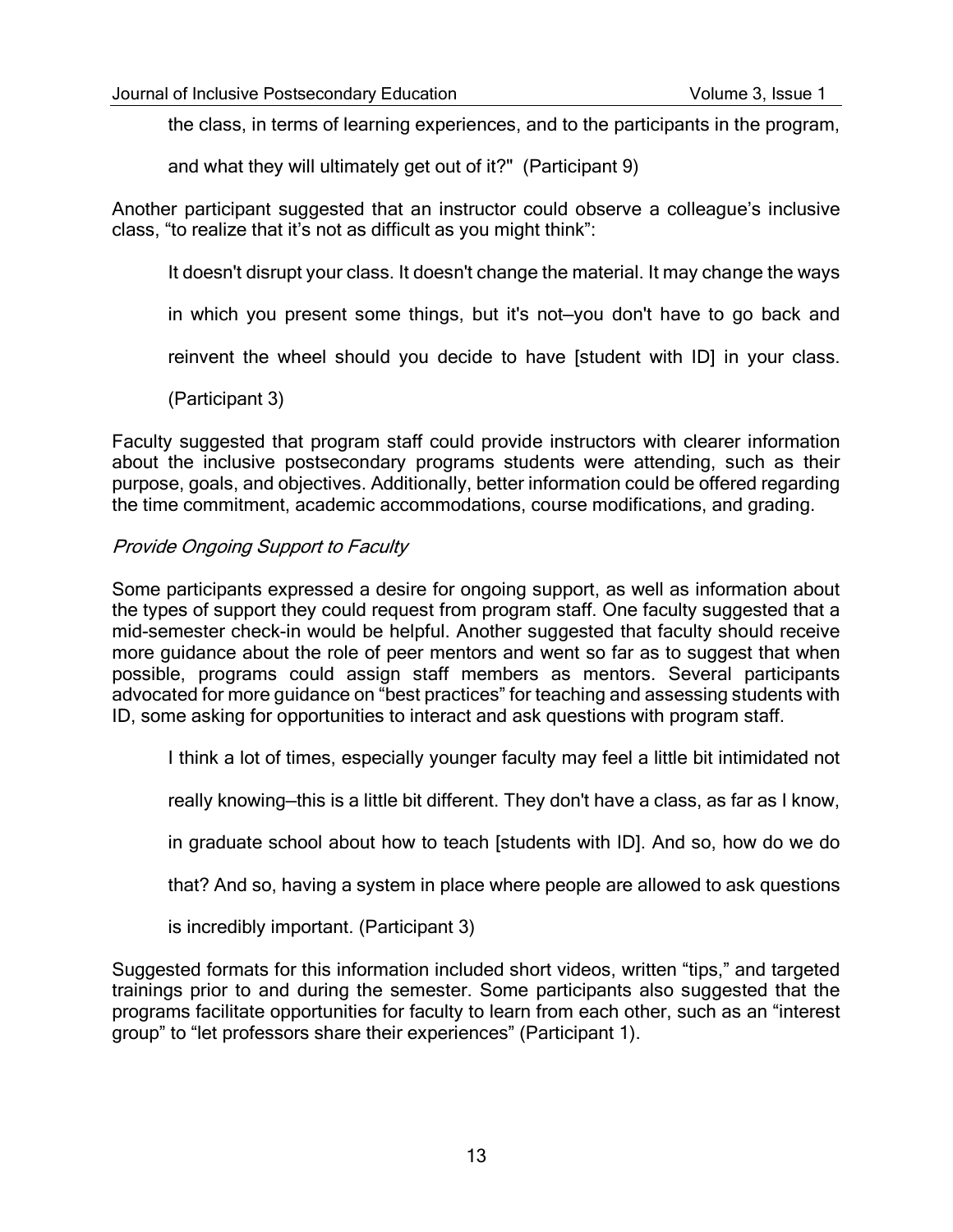> the class, in terms of learning experiences, and to the participants in the program, and what they will ultimately get out of it?" (Participant 9)

Another participant suggested that an instructor could observe a colleague's inclusive class, "to realize that it's not as difficult as you might think":

> It doesn't disrupt your class. It doesn't change the material. It may change the ways in which you present some things, but it's not—you don't have to go back and reinvent the wheel should you decide to have [student with ID] in your class. (Participant 3)

Faculty suggested that program staff could provide instructors with clearer information about the inclusive postsecondary programs students were attending, such as their purpose, goals, and objectives. Additionally, better information could be offered regarding the time commitment, academic accommodations, course modifications, and grading.

### *Provide Ongoing Support to Faculty*

Some participants expressed a desire for ongoing support, as well as information about the types of support they could request from program staff. One faculty suggested that a mid-semester check-in would be helpful. Another suggested that faculty should receive more guidance about the role of peer mentors and went so far as to suggest that when possible, programs could assign staff members as mentors. Several participants advocated for more guidance on "best practices" for teaching and assessing students with ID, some asking for opportunities to interact and ask questions with program staff.

> I think a lot of times, especially younger faculty may feel a little bit intimidated not really knowing—this is a little bit different. They don't have a class, as far as I know, in graduate school about how to teach [students with ID]. And so, how do we do that? And so, having a system in place where people are allowed to ask questions is incredibly important. (Participant 3)

Suggested formats for this information included short videos, written "tips," and targeted trainings prior to and during the semester. Some participants also suggested that the programs facilitate opportunities for faculty to learn from each other, such as an "interest group" to "let professors share their experiences" (Participant 1).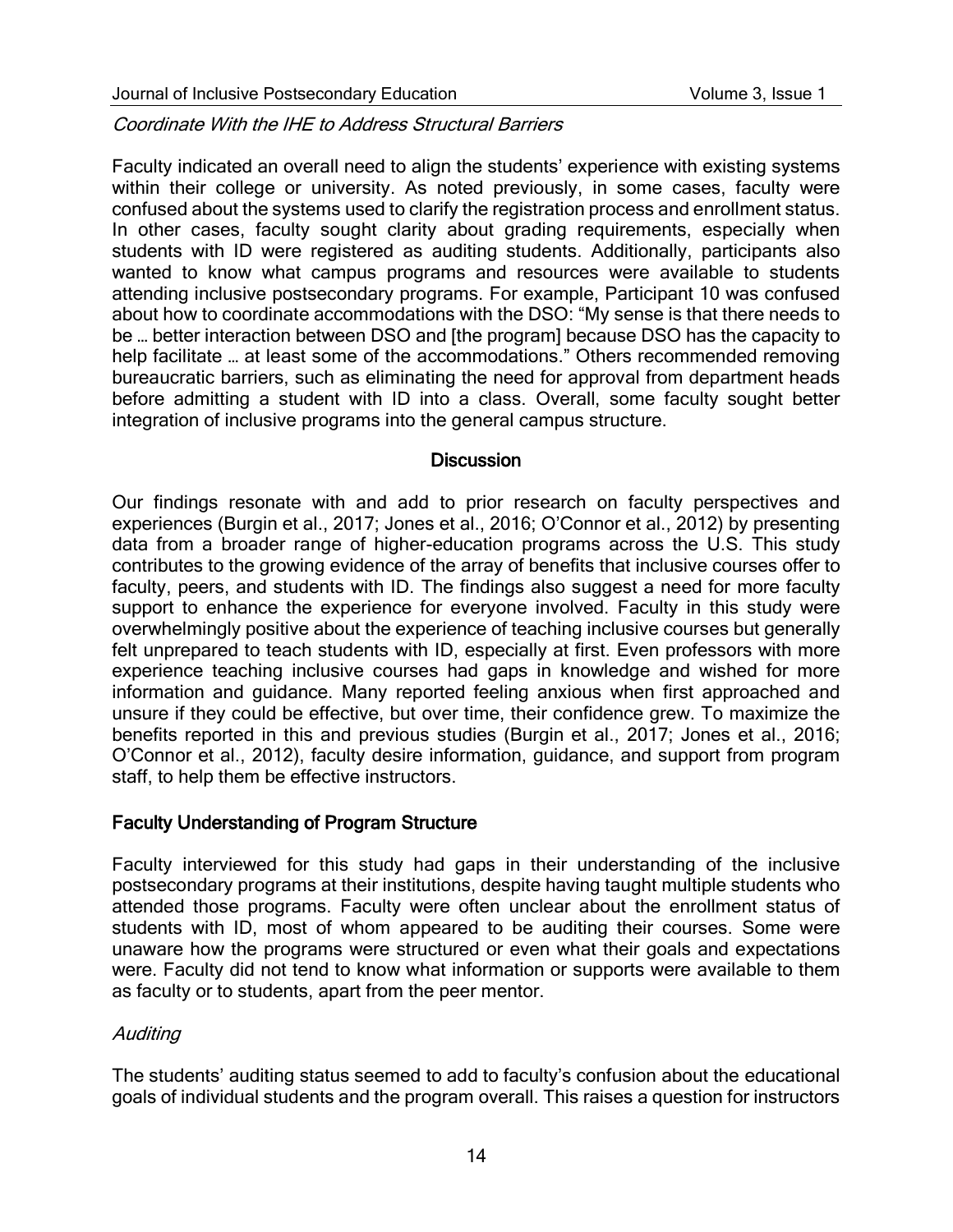*Coordinate With the IHE to Address Structural Barriers*

Faculty indicated an overall need to align the students' experience with existing systems within their college or university. As noted previously, in some cases, faculty were confused about the systems used to clarify the registration process and enrollment status. In other cases, faculty sought clarity about grading requirements, especially when students with ID were registered as auditing students. Additionally, participants also wanted to know what campus programs and resources were available to students attending inclusive postsecondary programs. For example, Participant 10 was confused about how to coordinate accommodations with the DSO: "My sense is that there needs to be … better interaction between DSO and [the program] because DSO has the capacity to help facilitate … at least some of the accommodations." Others recommended removing bureaucratic barriers, such as eliminating the need for approval from department heads before admitting a student with ID into a class. Overall, some faculty sought better integration of inclusive programs into the general campus structure.

## Discussion

Our findings resonate with and add to prior research on faculty perspectives and experiences (Burgin et al., 2017; Jones et al., 2016; O'Connor et al., 2012) by presenting data from a broader range of higher-education programs across the U.S. This study contributes to the growing evidence of the array of benefits that inclusive courses offer to faculty, peers, and students with ID. The findings also suggest a need for more faculty support to enhance the experience for everyone involved. Faculty in this study were overwhelmingly positive about the experience of teaching inclusive courses but generally felt unprepared to teach students with ID, especially at first. Even professors with more experience teaching inclusive courses had gaps in knowledge and wished for more information and guidance. Many reported feeling anxious when first approached and unsure if they could be effective, but over time, their confidence grew. To maximize the benefits reported in this and previous studies (Burgin et al., 2017; Jones et al., 2016; O'Connor et al., 2012), faculty desire information, guidance, and support from program staff, to help them be effective instructors.

### Faculty Understanding of Program Structure

Faculty interviewed for this study had gaps in their understanding of the inclusive postsecondary programs at their institutions, despite having taught multiple students who attended those programs. Faculty were often unclear about the enrollment status of students with ID, most of whom appeared to be auditing their courses. Some were unaware how the programs were structured or even what their goals and expectations were. Faculty did not tend to know what information or supports were available to them as faculty or to students, apart from the peer mentor.

*Auditing*

The students' auditing status seemed to add to faculty's confusion about the educational goals of individual students and the program overall. This raises a question for instructors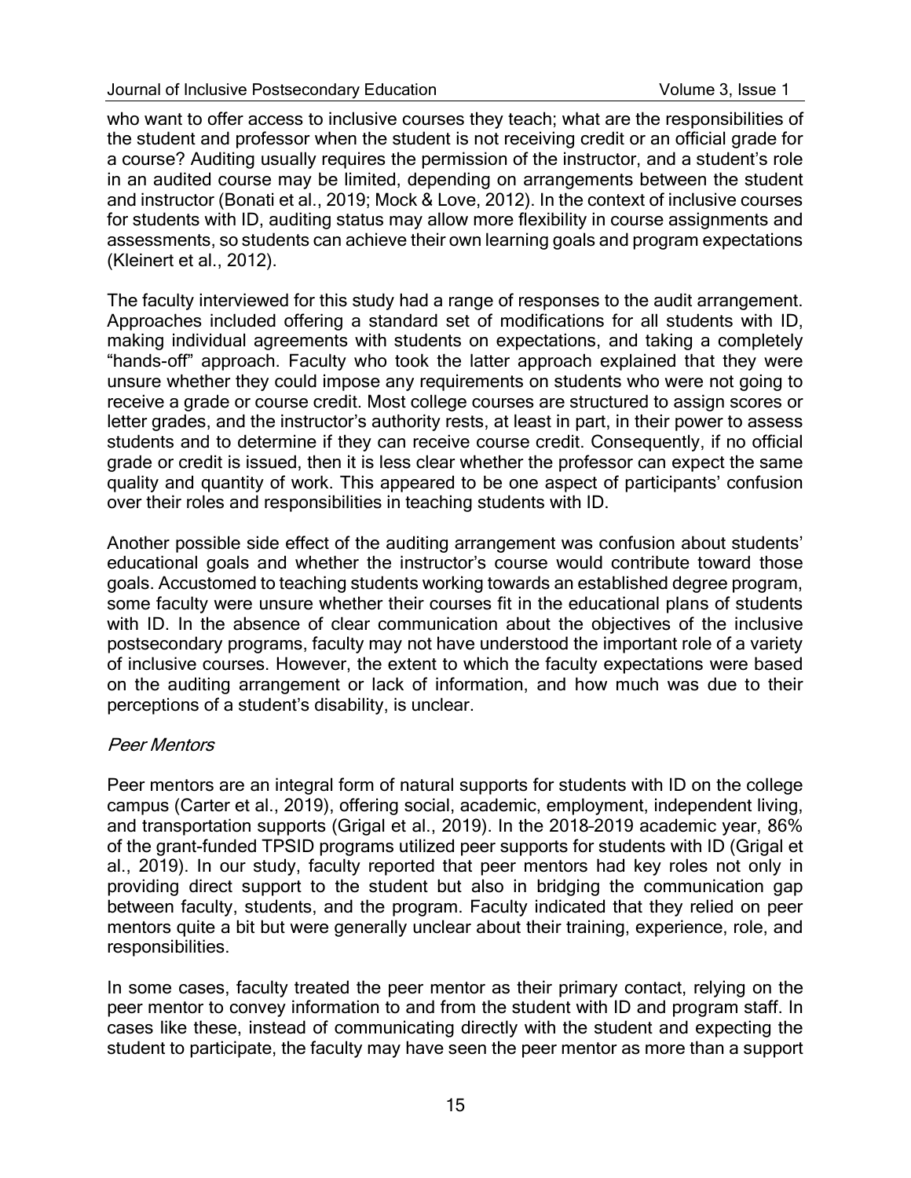who want to offer access to inclusive courses they teach; what are the responsibilities of the student and professor when the student is not receiving credit or an official grade for a course? Auditing usually requires the permission of the instructor, and a student's role in an audited course may be limited, depending on arrangements between the student and instructor (Bonati et al., 2019; Mock & Love, 2012). In the context of inclusive courses for students with ID, auditing status may allow more flexibility in course assignments and assessments, so students can achieve their own learning goals and program expectations (Kleinert et al., 2012).

The faculty interviewed for this study had a range of responses to the audit arrangement. Approaches included offering a standard set of modifications for all students with ID, making individual agreements with students on expectations, and taking a completely "hands-off" approach. Faculty who took the latter approach explained that they were unsure whether they could impose any requirements on students who were not going to receive a grade or course credit. Most college courses are structured to assign scores or letter grades, and the instructor's authority rests, at least in part, in their power to assess students and to determine if they can receive course credit. Consequently, if no official grade or credit is issued, then it is less clear whether the professor can expect the same quality and quantity of work. This appeared to be one aspect of participants' confusion over their roles and responsibilities in teaching students with ID.

Another possible side effect of the auditing arrangement was confusion about students' educational goals and whether the instructor's course would contribute toward those goals. Accustomed to teaching students working towards an established degree program, some faculty were unsure whether their courses fit in the educational plans of students with ID. In the absence of clear communication about the objectives of the inclusive postsecondary programs, faculty may not have understood the important role of a variety of inclusive courses. However, the extent to which the faculty expectations were based on the auditing arrangement or lack of information, and how much was due to their perceptions of a student's disability, is unclear.

#### *Peer Mentors*

Peer mentors are an integral form of natural supports for students with ID on the college campus (Carter et al., 2019), offering social, academic, employment, independent living, and transportation supports (Grigal et al., 2019). In the 2018–2019 academic year, 86% of the grant-funded TPSID programs utilized peer supports for students with ID (Grigal et al., 2019). In our study, faculty reported that peer mentors had key roles not only in providing direct support to the student but also in bridging the communication gap between faculty, students, and the program. Faculty indicated that they relied on peer mentors quite a bit but were generally unclear about their training, experience, role, and responsibilities.

In some cases, faculty treated the peer mentor as their primary contact, relying on the peer mentor to convey information to and from the student with ID and program staff. In cases like these, instead of communicating directly with the student and expecting the student to participate, the faculty may have seen the peer mentor as more than a support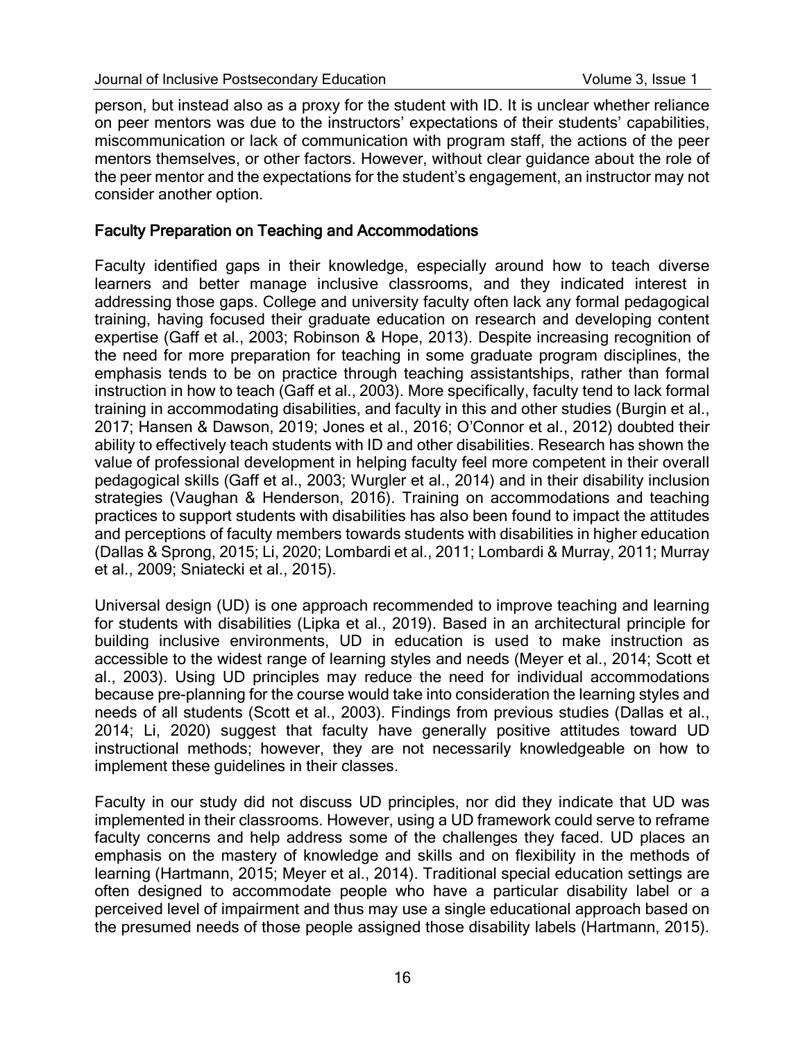person, but instead also as a proxy for the student with ID. It is unclear whether reliance on peer mentors was due to the instructors' expectations of their students' capabilities, miscommunication or lack of communication with program staff, the actions of the peer mentors themselves, or other factors. However, without clear guidance about the role of the peer mentor and the expectations for the student's engagement, an instructor may not consider another option.

## Faculty Preparation on Teaching and Accommodations

Faculty identified gaps in their knowledge, especially around how to teach diverse learners and better manage inclusive classrooms, and they indicated interest in addressing those gaps. College and university faculty often lack any formal pedagogical training, having focused their graduate education on research and developing content expertise (Gaff et al., 2003; Robinson & Hope, 2013). Despite increasing recognition of the need for more preparation for teaching in some graduate program disciplines, the emphasis tends to be on practice through teaching assistantships, rather than formal instruction in how to teach (Gaff et al., 2003). More specifically, faculty tend to lack formal training in accommodating disabilities, and faculty in this and other studies (Burgin et al., 2017; Hansen & Dawson, 2019; Jones et al., 2016; O'Connor et al., 2012) doubted their ability to effectively teach students with ID and other disabilities. Research has shown the value of professional development in helping faculty feel more competent in their overall pedagogical skills (Gaff et al., 2003; Wurgler et al., 2014) and in their disability inclusion strategies (Vaughan & Henderson, 2016). Training on accommodations and teaching practices to support students with disabilities has also been found to impact the attitudes and perceptions of faculty members towards students with disabilities in higher education (Dallas & Sprong, 2015; Li, 2020; Lombardi et al., 2011; Lombardi & Murray, 2011; Murray et al., 2009; Sniatecki et al., 2015).

Universal design (UD) is one approach recommended to improve teaching and learning for students with disabilities (Lipka et al., 2019). Based in an architectural principle for building inclusive environments, UD in education is used to make instruction as accessible to the widest range of learning styles and needs (Meyer et al., 2014; Scott et al., 2003). Using UD principles may reduce the need for individual accommodations because pre-planning for the course would take into consideration the learning styles and needs of all students (Scott et al., 2003). Findings from previous studies (Dallas et al., 2014; Li, 2020) suggest that faculty have generally positive attitudes toward UD instructional methods; however, they are not necessarily knowledgeable on how to implement these guidelines in their classes.

Faculty in our study did not discuss UD principles, nor did they indicate that UD was implemented in their classrooms. However, using a UD framework could serve to reframe faculty concerns and help address some of the challenges they faced. UD places an emphasis on the mastery of knowledge and skills and on flexibility in the methods of learning (Hartmann, 2015; Meyer et al., 2014). Traditional special education settings are often designed to accommodate people who have a particular disability label or a perceived level of impairment and thus may use a single educational approach based on the presumed needs of those people assigned those disability labels (Hartmann, 2015).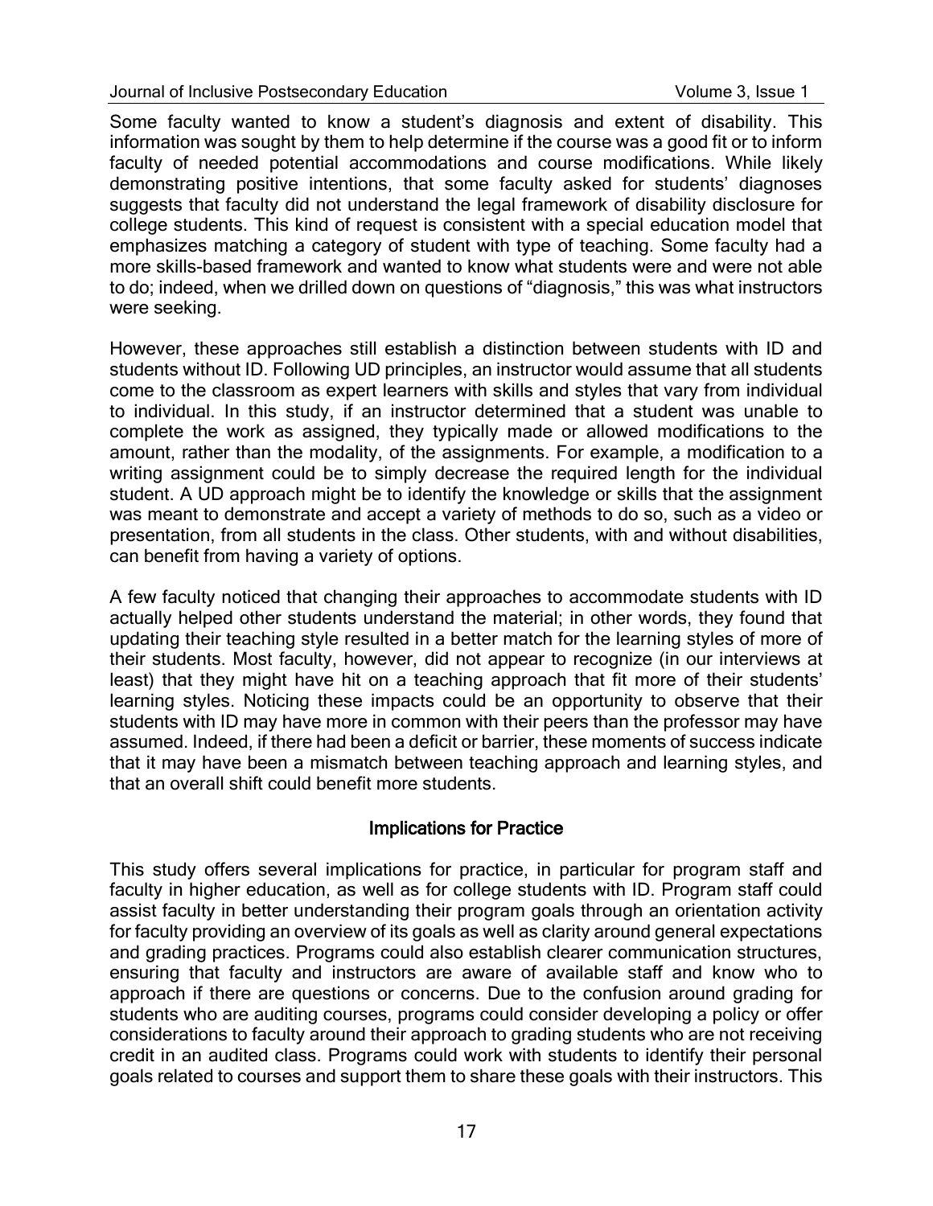Some faculty wanted to know a student's diagnosis and extent of disability. This information was sought by them to help determine if the course was a good fit or to inform faculty of needed potential accommodations and course modifications. While likely demonstrating positive intentions, that some faculty asked for students' diagnoses suggests that faculty did not understand the legal framework of disability disclosure for college students. This kind of request is consistent with a special education model that emphasizes matching a category of student with type of teaching. Some faculty had a more skills-based framework and wanted to know what students were and were not able to do; indeed, when we drilled down on questions of "diagnosis," this was what instructors were seeking.

However, these approaches still establish a distinction between students with ID and students without ID. Following UD principles, an instructor would assume that all students come to the classroom as expert learners with skills and styles that vary from individual to individual. In this study, if an instructor determined that a student was unable to complete the work as assigned, they typically made or allowed modifications to the amount, rather than the modality, of the assignments. For example, a modification to a writing assignment could be to simply decrease the required length for the individual student. A UD approach might be to identify the knowledge or skills that the assignment was meant to demonstrate and accept a variety of methods to do so, such as a video or presentation, from all students in the class. Other students, with and without disabilities, can benefit from having a variety of options.

A few faculty noticed that changing their approaches to accommodate students with ID actually helped other students understand the material; in other words, they found that updating their teaching style resulted in a better match for the learning styles of more of their students. Most faculty, however, did not appear to recognize (in our interviews at least) that they might have hit on a teaching approach that fit more of their students' learning styles. Noticing these impacts could be an opportunity to observe that their students with ID may have more in common with their peers than the professor may have assumed. Indeed, if there had been a deficit or barrier, these moments of success indicate that it may have been a mismatch between teaching approach and learning styles, and that an overall shift could benefit more students.

## Implications for Practice

This study offers several implications for practice, in particular for program staff and faculty in higher education, as well as for college students with ID. Program staff could assist faculty in better understanding their program goals through an orientation activity for faculty providing an overview of its goals as well as clarity around general expectations and grading practices. Programs could also establish clearer communication structures, ensuring that faculty and instructors are aware of available staff and know who to approach if there are questions or concerns. Due to the confusion around grading for students who are auditing courses, programs could consider developing a policy or offer considerations to faculty around their approach to grading students who are not receiving credit in an audited class. Programs could work with students to identify their personal goals related to courses and support them to share these goals with their instructors. This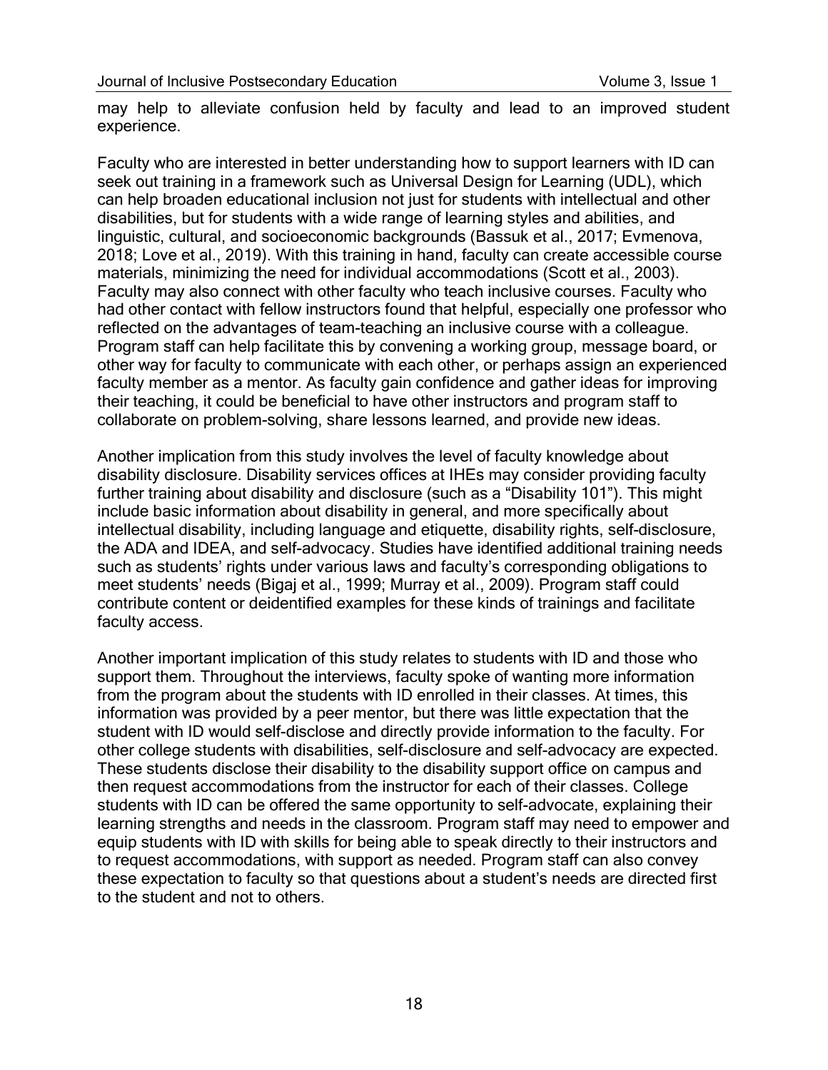may help to alleviate confusion held by faculty and lead to an improved student experience.

Faculty who are interested in better understanding how to support learners with ID can seek out training in a framework such as Universal Design for Learning (UDL), which can help broaden educational inclusion not just for students with intellectual and other disabilities, but for students with a wide range of learning styles and abilities, and linguistic, cultural, and socioeconomic backgrounds (Bassuk et al., 2017; Evmenova, 2018; Love et al., 2019). With this training in hand, faculty can create accessible course materials, minimizing the need for individual accommodations (Scott et al., 2003). Faculty may also connect with other faculty who teach inclusive courses. Faculty who had other contact with fellow instructors found that helpful, especially one professor who reflected on the advantages of team-teaching an inclusive course with a colleague. Program staff can help facilitate this by convening a working group, message board, or other way for faculty to communicate with each other, or perhaps assign an experienced faculty member as a mentor. As faculty gain confidence and gather ideas for improving their teaching, it could be beneficial to have other instructors and program staff to collaborate on problem-solving, share lessons learned, and provide new ideas.

Another implication from this study involves the level of faculty knowledge about disability disclosure. Disability services offices at IHEs may consider providing faculty further training about disability and disclosure (such as a "Disability 101"). This might include basic information about disability in general, and more specifically about intellectual disability, including language and etiquette, disability rights, self-disclosure, the ADA and IDEA, and self-advocacy. Studies have identified additional training needs such as students' rights under various laws and faculty's corresponding obligations to meet students' needs (Bigaj et al., 1999; Murray et al., 2009). Program staff could contribute content or deidentified examples for these kinds of trainings and facilitate faculty access.

Another important implication of this study relates to students with ID and those who support them. Throughout the interviews, faculty spoke of wanting more information from the program about the students with ID enrolled in their classes. At times, this information was provided by a peer mentor, but there was little expectation that the student with ID would self-disclose and directly provide information to the faculty. For other college students with disabilities, self-disclosure and self-advocacy are expected. These students disclose their disability to the disability support office on campus and then request accommodations from the instructor for each of their classes. College students with ID can be offered the same opportunity to self-advocate, explaining their learning strengths and needs in the classroom. Program staff may need to empower and equip students with ID with skills for being able to speak directly to their instructors and to request accommodations, with support as needed. Program staff can also convey these expectation to faculty so that questions about a student's needs are directed first to the student and not to others.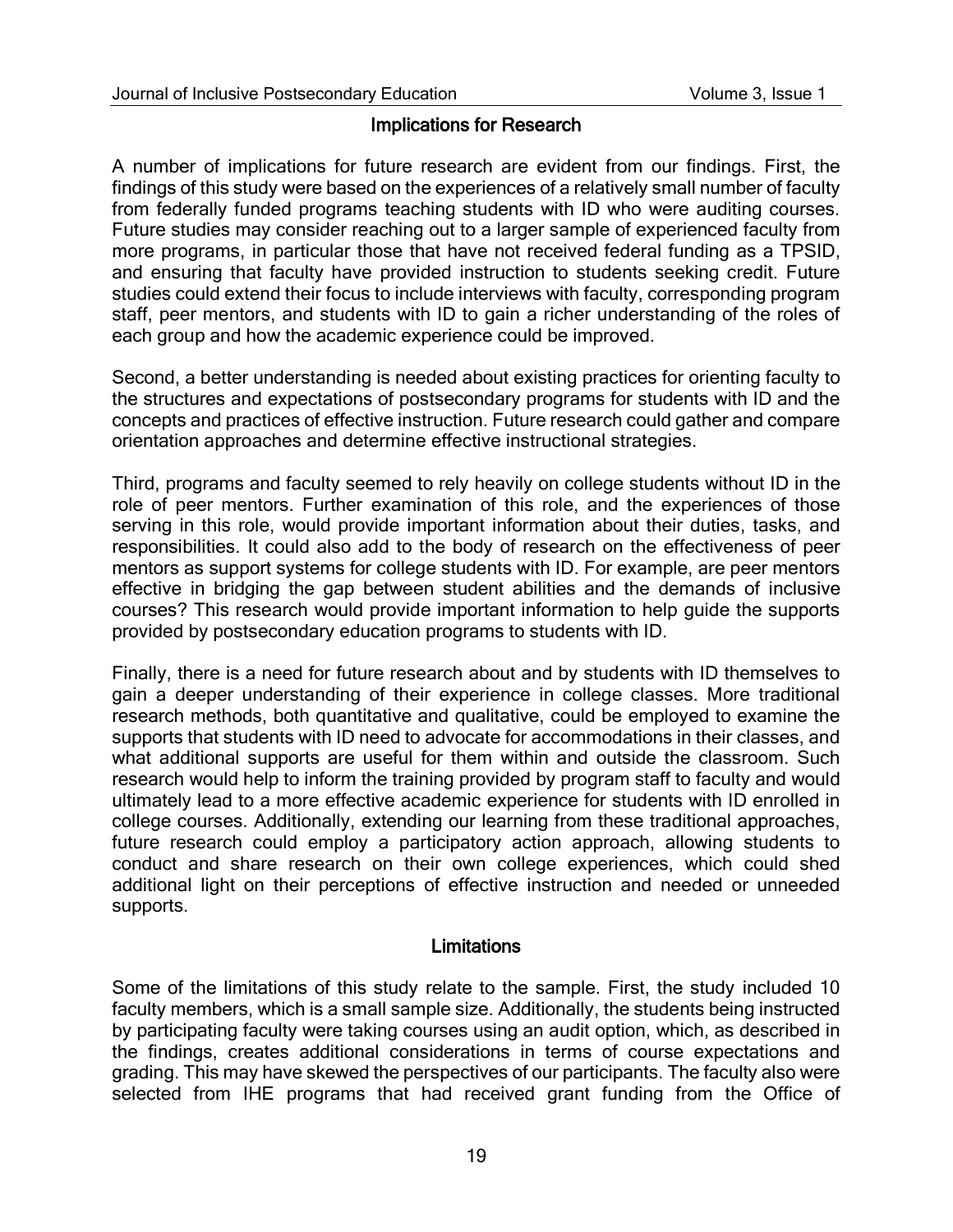## Implications for Research

A number of implications for future research are evident from our findings. First, the findings of this study were based on the experiences of a relatively small number of faculty from federally funded programs teaching students with ID who were auditing courses. Future studies may consider reaching out to a larger sample of experienced faculty from more programs, in particular those that have not received federal funding as a TPSID, and ensuring that faculty have provided instruction to students seeking credit. Future studies could extend their focus to include interviews with faculty, corresponding program staff, peer mentors, and students with ID to gain a richer understanding of the roles of each group and how the academic experience could be improved.

Second, a better understanding is needed about existing practices for orienting faculty to the structures and expectations of postsecondary programs for students with ID and the concepts and practices of effective instruction. Future research could gather and compare orientation approaches and determine effective instructional strategies.

Third, programs and faculty seemed to rely heavily on college students without ID in the role of peer mentors. Further examination of this role, and the experiences of those serving in this role, would provide important information about their duties, tasks, and responsibilities. It could also add to the body of research on the effectiveness of peer mentors as support systems for college students with ID. For example, are peer mentors effective in bridging the gap between student abilities and the demands of inclusive courses? This research would provide important information to help guide the supports provided by postsecondary education programs to students with ID.

Finally, there is a need for future research about and by students with ID themselves to gain a deeper understanding of their experience in college classes. More traditional research methods, both quantitative and qualitative, could be employed to examine the supports that students with ID need to advocate for accommodations in their classes, and what additional supports are useful for them within and outside the classroom. Such research would help to inform the training provided by program staff to faculty and would ultimately lead to a more effective academic experience for students with ID enrolled in college courses. Additionally, extending our learning from these traditional approaches, future research could employ a participatory action approach, allowing students to conduct and share research on their own college experiences, which could shed additional light on their perceptions of effective instruction and needed or unneeded supports.

## Limitations

Some of the limitations of this study relate to the sample. First, the study included 10 faculty members, which is a small sample size. Additionally, the students being instructed by participating faculty were taking courses using an audit option, which, as described in the findings, creates additional considerations in terms of course expectations and grading. This may have skewed the perspectives of our participants. The faculty also were selected from IHE programs that had received grant funding from the Office of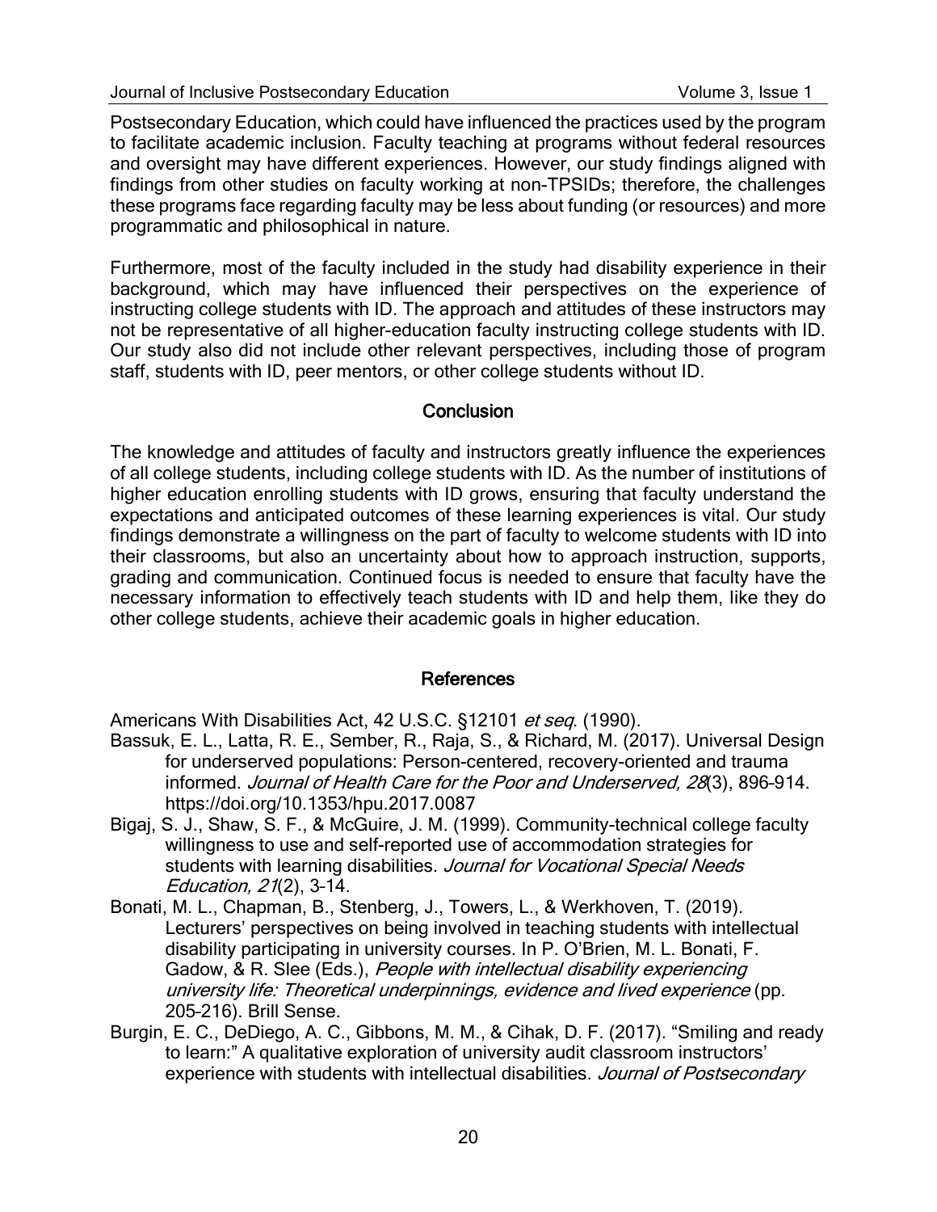Postsecondary Education, which could have influenced the practices used by the program to facilitate academic inclusion. Faculty teaching at programs without federal resources and oversight may have different experiences. However, our study findings aligned with findings from other studies on faculty working at non-TPSIDs; therefore, the challenges these programs face regarding faculty may be less about funding (or resources) and more programmatic and philosophical in nature.

Furthermore, most of the faculty included in the study had disability experience in their background, which may have influenced their perspectives on the experience of instructing college students with ID. The approach and attitudes of these instructors may not be representative of all higher-education faculty instructing college students with ID. Our study also did not include other relevant perspectives, including those of program staff, students with ID, peer mentors, or other college students without ID.

## Conclusion

The knowledge and attitudes of faculty and instructors greatly influence the experiences of all college students, including college students with ID. As the number of institutions of higher education enrolling students with ID grows, ensuring that faculty understand the expectations and anticipated outcomes of these learning experiences is vital. Our study findings demonstrate a willingness on the part of faculty to welcome students with ID into their classrooms, but also an uncertainty about how to approach instruction, supports, grading and communication. Continued focus is needed to ensure that faculty have the necessary information to effectively teach students with ID and help them, like they do other college students, achieve their academic goals in higher education.

## References

Americans With Disabilities Act, 42 U.S.C. §12101 *et seq*. (1990).

Bassuk, E. L., Latta, R. E., Sember, R., Raja, S., & Richard, M. (2017). Universal Design for underserved populations: Person-centered, recovery-oriented and trauma informed. *Journal of Health Care for the Poor and Underserved, 28*(3), 896–914. https://doi.org/10.1353/hpu.2017.0087

Bigaj, S. J., Shaw, S. F., & McGuire, J. M. (1999). Community-technical college faculty willingness to use and self-reported use of accommodation strategies for students with learning disabilities. *Journal for Vocational Special Needs Education, 21*(2), 3–14.

Bonati, M. L., Chapman, B., Stenberg, J., Towers, L., & Werkhoven, T. (2019). Lecturers' perspectives on being involved in teaching students with intellectual disability participating in university courses. In P. O'Brien, M. L. Bonati, F. Gadow, & R. Slee (Eds.), *People with intellectual disability experiencing university life: Theoretical underpinnings, evidence and lived experience* (pp. 205–216). Brill Sense.

Burgin, E. C., DeDiego, A. C., Gibbons, M. M., & Cihak, D. F. (2017). "Smiling and ready to learn:" A qualitative exploration of university audit classroom instructors' experience with students with intellectual disabilities. *Journal of Postsecondary*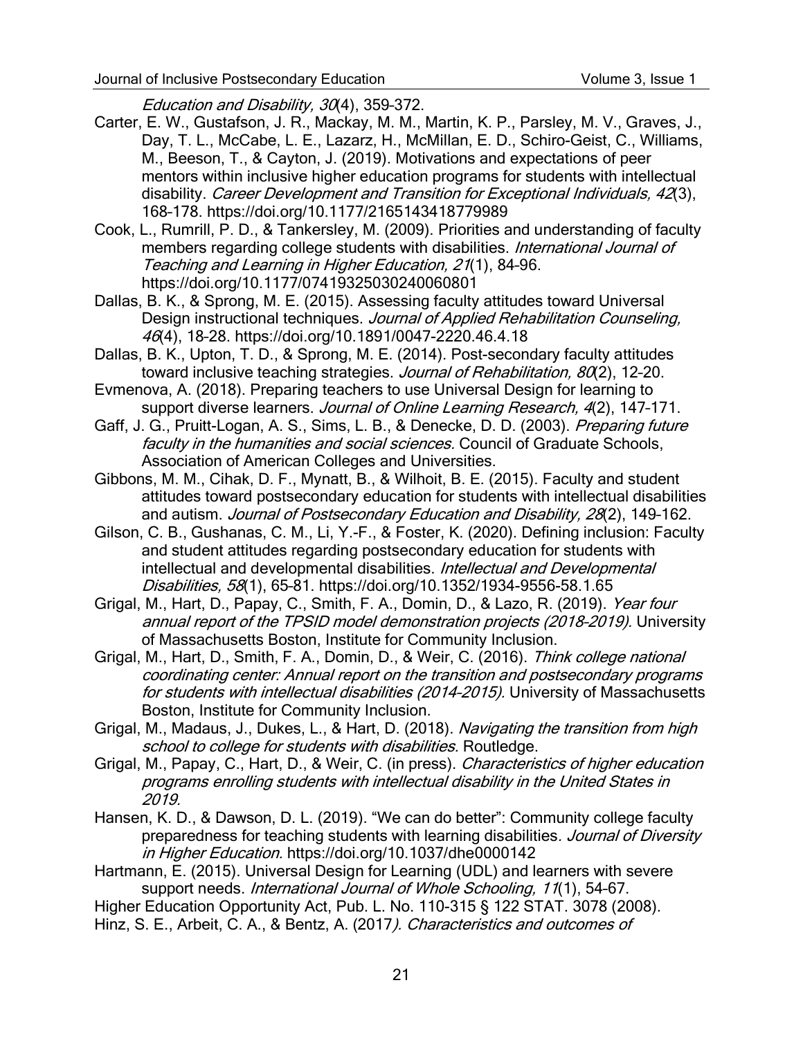*Education and Disability, 30*(4), 359-372.

Carter, E. W., Gustafson, J. R., Mackay, M. M., Martin, K. P., Parsley, M. V., Graves, J., Day, T. L., McCabe, L. E., Lazarz, H., McMillan, E. D., Schiro-Geist, C., Williams, M., Beeson, T., & Cayton, J. (2019). Motivations and expectations of peer mentors within inclusive higher education programs for students with intellectual disability. *Career Development and Transition for Exceptional Individuals, 42*(3), 168-178. https://doi.org/10.1177/2165143418779989

Cook, L., Rumrill, P. D., & Tankersley, M. (2009). Priorities and understanding of faculty members regarding college students with disabilities. *International Journal of Teaching and Learning in Higher Education, 21*(1), 84-96. https://doi.org/10.1177/07419325030240060801

Dallas, B. K., & Sprong, M. E. (2015). Assessing faculty attitudes toward Universal Design instructional techniques. *Journal of Applied Rehabilitation Counseling, 46*(4), 18-28. https://doi.org/10.1891/0047-2220.46.4.18

Dallas, B. K., Upton, T. D., & Sprong, M. E. (2014). Post-secondary faculty attitudes toward inclusive teaching strategies. *Journal of Rehabilitation, 80*(2), 12-20.

Evmenova, A. (2018). Preparing teachers to use Universal Design for learning to support diverse learners. *Journal of Online Learning Research, 4*(2), 147-171.

Gaff, J. G., Pruitt-Logan, A. S., Sims, L. B., & Denecke, D. D. (2003). *Preparing future faculty in the humanities and social sciences.* Council of Graduate Schools, Association of American Colleges and Universities.

Gibbons, M. M., Cihak, D. F., Mynatt, B., & Wilhoit, B. E. (2015). Faculty and student attitudes toward postsecondary education for students with intellectual disabilities and autism. *Journal of Postsecondary Education and Disability, 28*(2), 149-162.

Gilson, C. B., Gushanas, C. M., Li, Y.-F., & Foster, K. (2020). Defining inclusion: Faculty and student attitudes regarding postsecondary education for students with intellectual and developmental disabilities. *Intellectual and Developmental Disabilities, 58*(1), 65-81. https://doi.org/10.1352/1934-9556-58.1.65

Grigal, M., Hart, D., Papay, C., Smith, F. A., Domin, D., & Lazo, R. (2019). *Year four annual report of the TPSID model demonstration projects (2018-2019).* University of Massachusetts Boston, Institute for Community Inclusion.

Grigal, M., Hart, D., Smith, F. A., Domin, D., & Weir, C. (2016). *Think college national coordinating center: Annual report on the transition and postsecondary programs for students with intellectual disabilities (2014-2015).* University of Massachusetts Boston, Institute for Community Inclusion.

Grigal, M., Madaus, J., Dukes, L., & Hart, D. (2018). *Navigating the transition from high school to college for students with disabilities.* Routledge.

Grigal, M., Papay, C., Hart, D., & Weir, C. (in press). *Characteristics of higher education programs enrolling students with intellectual disability in the United States in 2019.*

Hansen, K. D., & Dawson, D. L. (2019). "We can do better": Community college faculty preparedness for teaching students with learning disabilities. *Journal of Diversity in Higher Education.* https://doi.org/10.1037/dhe0000142

Hartmann, E. (2015). Universal Design for Learning (UDL) and learners with severe support needs. *International Journal of Whole Schooling, 11*(1), 54-67.

Higher Education Opportunity Act, Pub. L. No. 110-315 § 122 STAT. 3078 (2008).

Hinz, S. E., Arbeit, C. A., & Bentz, A. (2017*). Characteristics and outcomes of*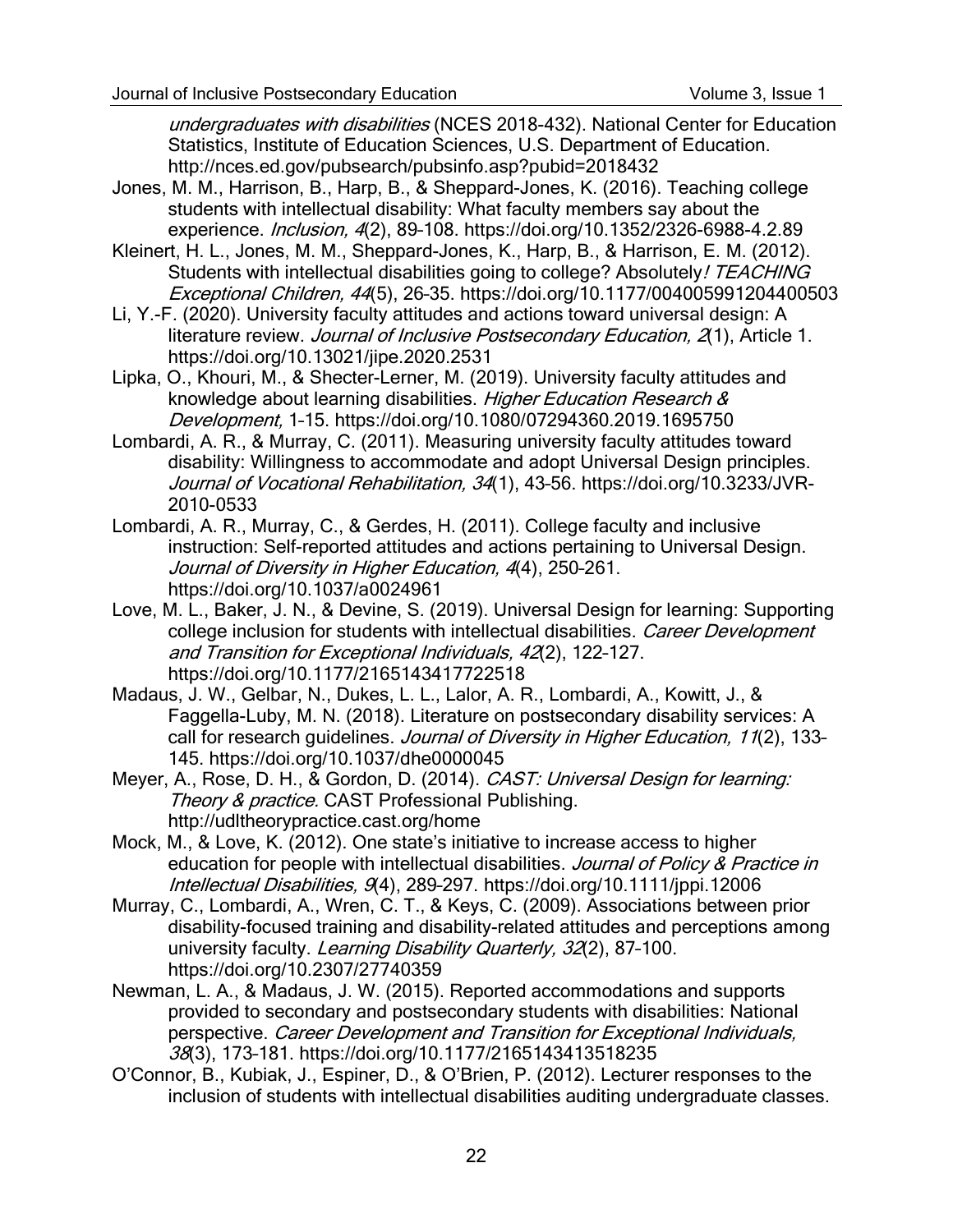*undergraduates with disabilities* (NCES 2018-432). National Center for Education Statistics, Institute of Education Sciences, U.S. Department of Education. http://nces.ed.gov/pubsearch/pubsinfo.asp?pubid=2018432

Jones, M. M., Harrison, B., Harp, B., & Sheppard-Jones, K. (2016). Teaching college students with intellectual disability: What faculty members say about the experience. *Inclusion, 4*(2), 89–108. https://doi.org/10.1352/2326-6988-4.2.89

Kleinert, H. L., Jones, M. M., Sheppard-Jones, K., Harp, B., & Harrison, E. M. (2012). Students with intellectual disabilities going to college? Absolutely*! TEACHING Exceptional Children, 44*(5), 26–35. https://doi.org/10.1177/004005991204400503

Li, Y.-F. (2020). University faculty attitudes and actions toward universal design: A literature review. *Journal of Inclusive Postsecondary Education, 2*(1), Article 1. https://doi.org/10.13021/jipe.2020.2531

Lipka, O., Khouri, M., & Shecter-Lerner, M. (2019). University faculty attitudes and knowledge about learning disabilities. *Higher Education Research & Development,* 1–15. https://doi.org/10.1080/07294360.2019.1695750

Lombardi, A. R., & Murray, C. (2011). Measuring university faculty attitudes toward disability: Willingness to accommodate and adopt Universal Design principles. *Journal of Vocational Rehabilitation, 34*(1), 43–56. https://doi.org/10.3233/JVR-2010-0533

Lombardi, A. R., Murray, C., & Gerdes, H. (2011). College faculty and inclusive instruction: Self-reported attitudes and actions pertaining to Universal Design. *Journal of Diversity in Higher Education, 4*(4), 250–261. https://doi.org/10.1037/a0024961

Love, M. L., Baker, J. N., & Devine, S. (2019). Universal Design for learning: Supporting college inclusion for students with intellectual disabilities. *Career Development and Transition for Exceptional Individuals, 42*(2), 122–127. https://doi.org/10.1177/2165143417722518

Madaus, J. W., Gelbar, N., Dukes, L. L., Lalor, A. R., Lombardi, A., Kowitt, J., & Faggella-Luby, M. N. (2018). Literature on postsecondary disability services: A call for research guidelines. *Journal of Diversity in Higher Education, 11*(2), 133–145. https://doi.org/10.1037/dhe0000045

Meyer, A., Rose, D. H., & Gordon, D. (2014). *CAST: Universal Design for learning: Theory & practice*. CAST Professional Publishing. http://udltheorypractice.cast.org/home

Mock, M., & Love, K. (2012). One state's initiative to increase access to higher education for people with intellectual disabilities. *Journal of Policy & Practice in Intellectual Disabilities, 9*(4), 289–297. https://doi.org/10.1111/jppi.12006

Murray, C., Lombardi, A., Wren, C. T., & Keys, C. (2009). Associations between prior disability-focused training and disability-related attitudes and perceptions among university faculty. *Learning Disability Quarterly, 32*(2), 87–100. https://doi.org/10.2307/27740359

Newman, L. A., & Madaus, J. W. (2015). Reported accommodations and supports provided to secondary and postsecondary students with disabilities: National perspective. *Career Development and Transition for Exceptional Individuals, 38*(3), 173–181. https://doi.org/10.1177/2165143413518235

O'Connor, B., Kubiak, J., Espiner, D., & O'Brien, P. (2012). Lecturer responses to the inclusion of students with intellectual disabilities auditing undergraduate classes.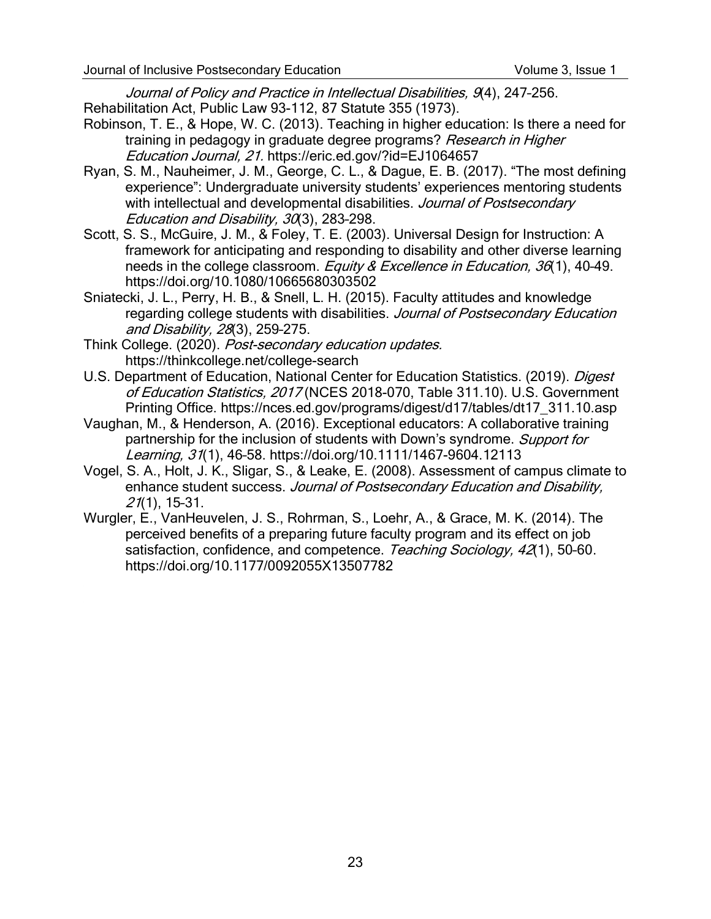*Journal of Policy and Practice in Intellectual Disabilities, 9*(4), 247-256.

Rehabilitation Act, Public Law 93-112, 87 Statute 355 (1973).

Robinson, T. E., & Hope, W. C. (2013). Teaching in higher education: Is there a need for training in pedagogy in graduate degree programs? *Research in Higher Education Journal, 21.* https://eric.ed.gov/?id=EJ1064657

Ryan, S. M., Nauheimer, J. M., George, C. L., & Dague, E. B. (2017). "The most defining experience": Undergraduate university students' experiences mentoring students with intellectual and developmental disabilities. *Journal of Postsecondary Education and Disability, 30*(3), 283-298.

Scott, S. S., McGuire, J. M., & Foley, T. E. (2003). Universal Design for Instruction: A framework for anticipating and responding to disability and other diverse learning needs in the college classroom. *Equity & Excellence in Education, 36*(1), 40-49. https://doi.org/10.1080/10665680303502

Sniatecki, J. L., Perry, H. B., & Snell, L. H. (2015). Faculty attitudes and knowledge regarding college students with disabilities. *Journal of Postsecondary Education and Disability, 28*(3), 259-275.

Think College. (2020). *Post-secondary education updates.* https://thinkcollege.net/college-search

U.S. Department of Education, National Center for Education Statistics. (2019). *Digest of Education Statistics, 2017* (NCES 2018-070, Table 311.10). U.S. Government Printing Office. https://nces.ed.gov/programs/digest/d17/tables/dt17_311.10.asp

Vaughan, M., & Henderson, A. (2016). Exceptional educators: A collaborative training partnership for the inclusion of students with Down's syndrome. *Support for Learning, 31*(1), 46-58. https://doi.org/10.1111/1467-9604.12113

Vogel, S. A., Holt, J. K., Sligar, S., & Leake, E. (2008). Assessment of campus climate to enhance student success. *Journal of Postsecondary Education and Disability, 21*(1), 15-31.

Wurgler, E., VanHeuvelen, J. S., Rohrman, S., Loehr, A., & Grace, M. K. (2014). The perceived benefits of a preparing future faculty program and its effect on job satisfaction, confidence, and competence. *Teaching Sociology, 42*(1), 50-60. https://doi.org/10.1177/0092055X13507782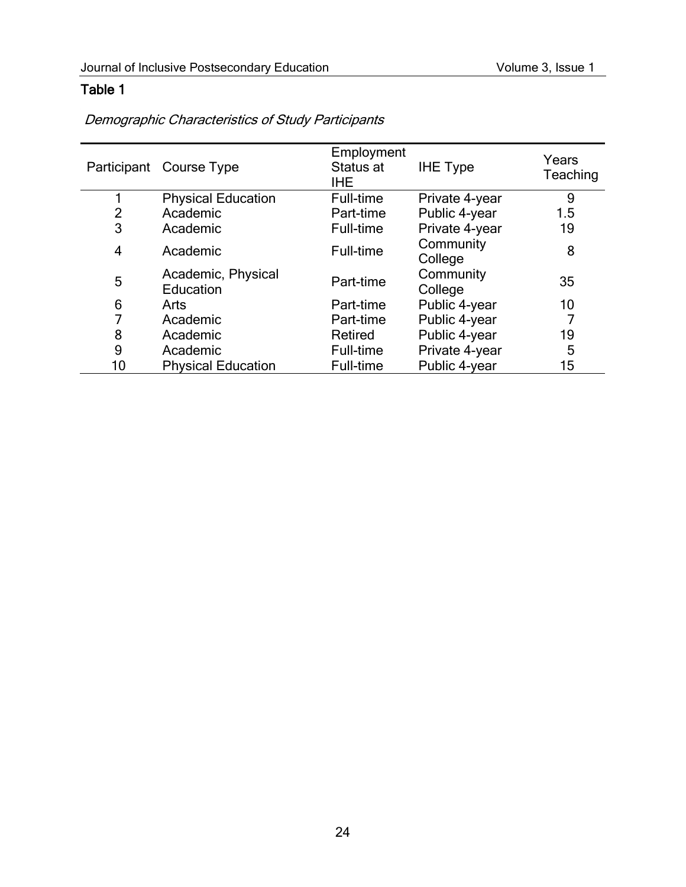Table 1

*Demographic Characteristics of Study Participants*

| Participant | Course Type | Employment Status at IHE | IHE Type | Years Teaching |
|---|---|---|---|---|
| 1 | Physical Education | Full-time | Private 4-year | 9 |
| 2 | Academic | Part-time | Public 4-year | 1.5 |
| 3 | Academic | Full-time | Private 4-year | 19 |
| 4 | Academic | Full-time | Community College | 8 |
| 5 | Academic, Physical Education | Part-time | Community College | 35 |
| 6 | Arts | Part-time | Public 4-year | 10 |
| 7 | Academic | Part-time | Public 4-year | 7 |
| 8 | Academic | Retired | Public 4-year | 19 |
| 9 | Academic | Full-time | Private 4-year | 5 |
| 10 | Physical Education | Full-time | Public 4-year | 15 |